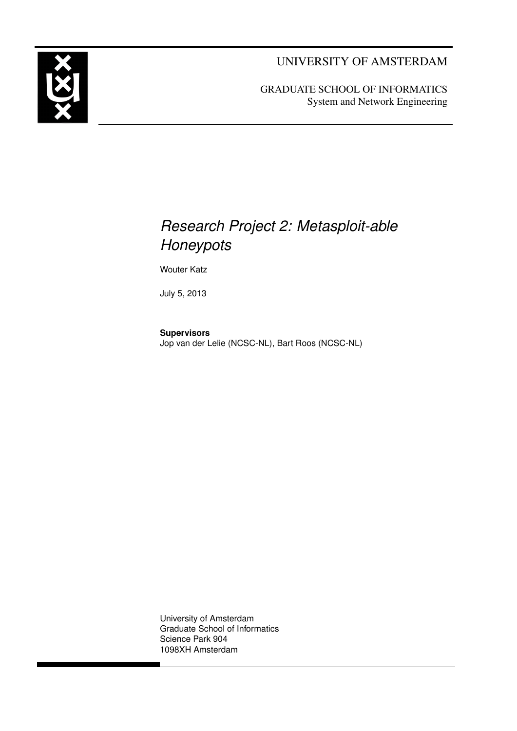UNIVERSITY OF AMSTERDAM

GRADUATE SCHOOL OF INFORMATICS
System and Network Engineering

# *Research Project 2: Metasploit-able Honeypots*

Wouter Katz

July 5, 2013

**Supervisors**
Jop van der Lelie (NCSC-NL), Bart Roos (NCSC-NL)

University of Amsterdam
Graduate School of Informatics
Science Park 904
1098XH Amsterdam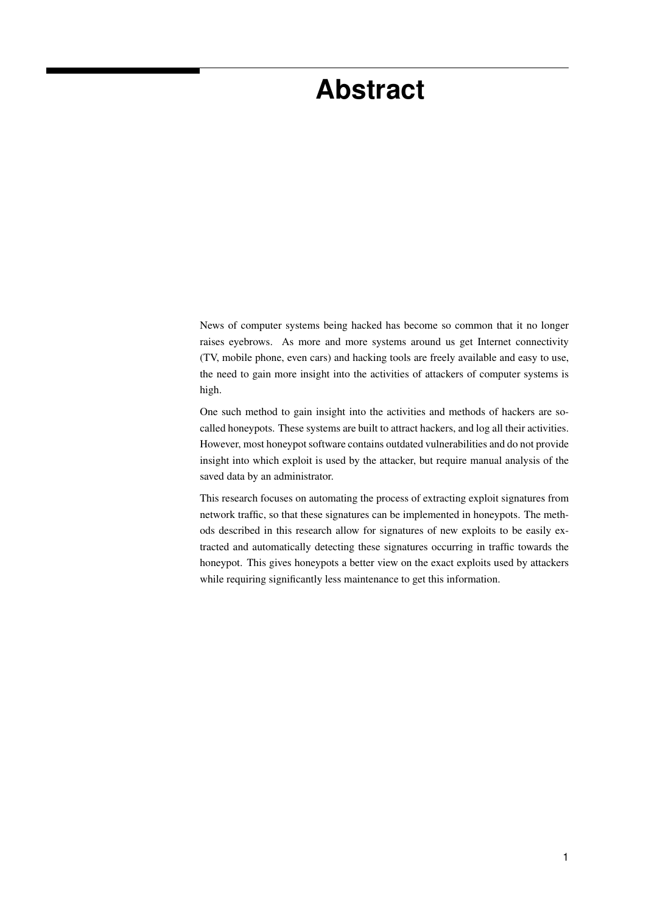# Abstract

News of computer systems being hacked has become so common that it no longer raises eyebrows. As more and more systems around us get Internet connectivity (TV, mobile phone, even cars) and hacking tools are freely available and easy to use, the need to gain more insight into the activities of attackers of computer systems is high.

One such method to gain insight into the activities and methods of hackers are so-called honeypots. These systems are built to attract hackers, and log all their activities. However, most honeypot software contains outdated vulnerabilities and do not provide insight into which exploit is used by the attacker, but require manual analysis of the saved data by an administrator.

This research focuses on automating the process of extracting exploit signatures from network traffic, so that these signatures can be implemented in honeypots. The methods described in this research allow for signatures of new exploits to be easily extracted and automatically detecting these signatures occurring in traffic towards the honeypot. This gives honeypots a better view on the exact exploits used by attackers while requiring significantly less maintenance to get this information.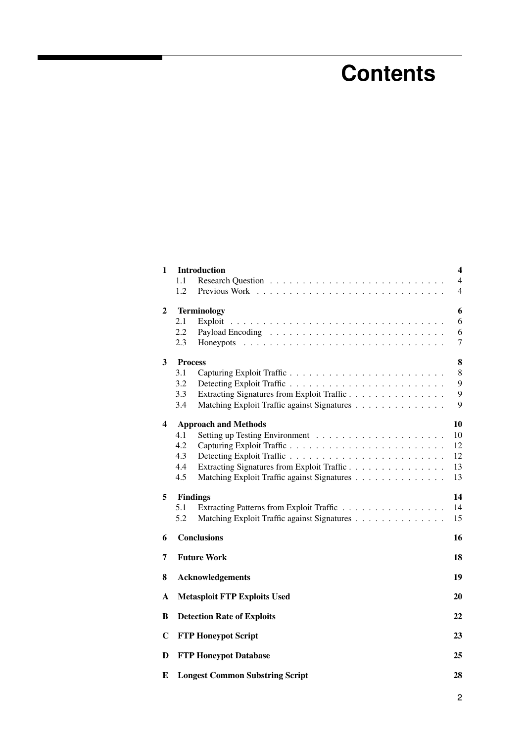# Contents

| | | |
|---|---|---|
| **1** | **Introduction** | **4** |
| 1.1 | Research Question | 4 |
| 1.2 | Previous Work | 4 |
| **2** | **Terminology** | **6** |
| 2.1 | Exploit | 6 |
| 2.2 | Payload Encoding | 6 |
| 2.3 | Honeypots | 7 |
| **3** | **Process** | **8** |
| 3.1 | Capturing Exploit Traffic | 8 |
| 3.2 | Detecting Exploit Traffic | 9 |
| 3.3 | Extracting Signatures from Exploit Traffic | 9 |
| 3.4 | Matching Exploit Traffic against Signatures | 9 |
| **4** | **Approach and Methods** | **10** |
| 4.1 | Setting up Testing Environment | 10 |
| 4.2 | Capturing Exploit Traffic | 12 |
| 4.3 | Detecting Exploit Traffic | 12 |
| 4.4 | Extracting Signatures from Exploit Traffic | 13 |
| 4.5 | Matching Exploit Traffic against Signatures | 13 |
| **5** | **Findings** | **14** |
| 5.1 | Extracting Patterns from Exploit Traffic | 14 |
| 5.2 | Matching Exploit Traffic against Signatures | 15 |
| **6** | **Conclusions** | **16** |
| **7** | **Future Work** | **18** |
| **8** | **Acknowledgements** | **19** |
| **A** | **Metasploit FTP Exploits Used** | **20** |
| **B** | **Detection Rate of Exploits** | **22** |
| **C** | **FTP Honeypot Script** | **23** |
| **D** | **FTP Honeypot Database** | **25** |
| **E** | **Longest Common Substring Script** | **28** |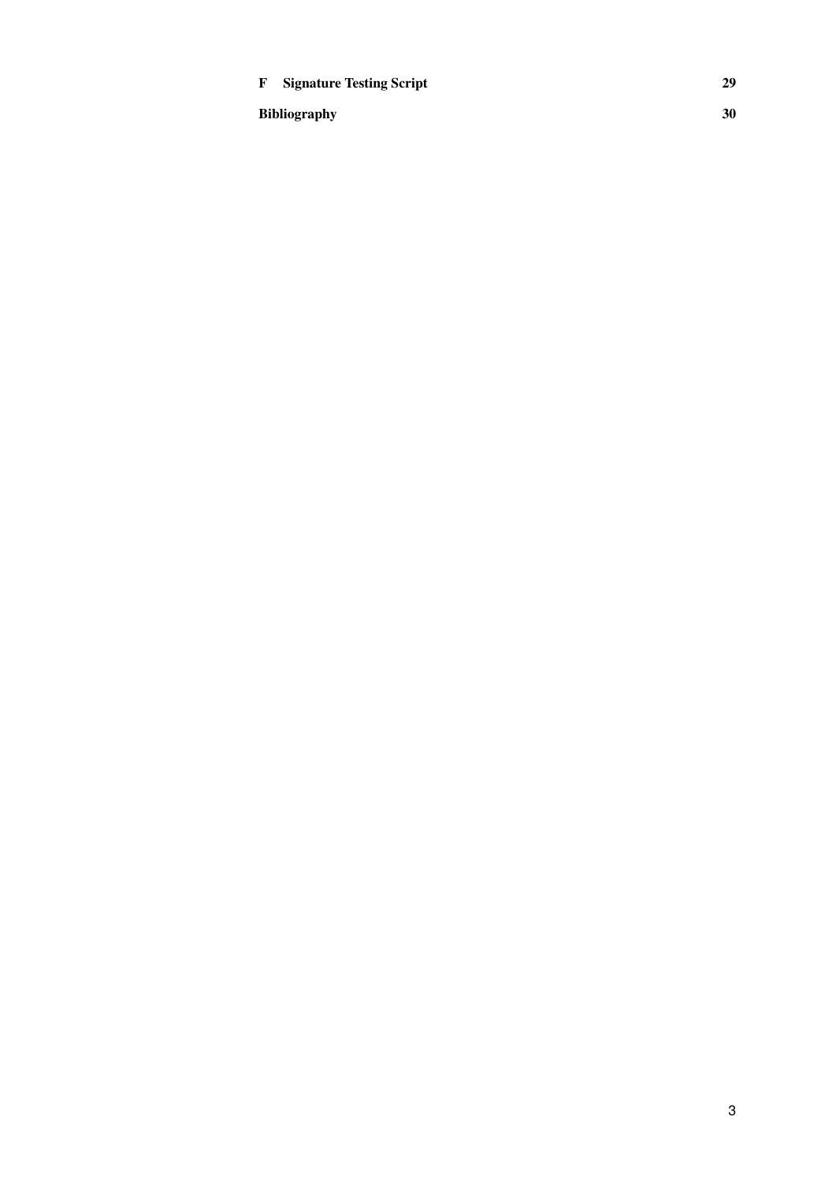**F Signature Testing Script** **29**

**Bibliography** **30**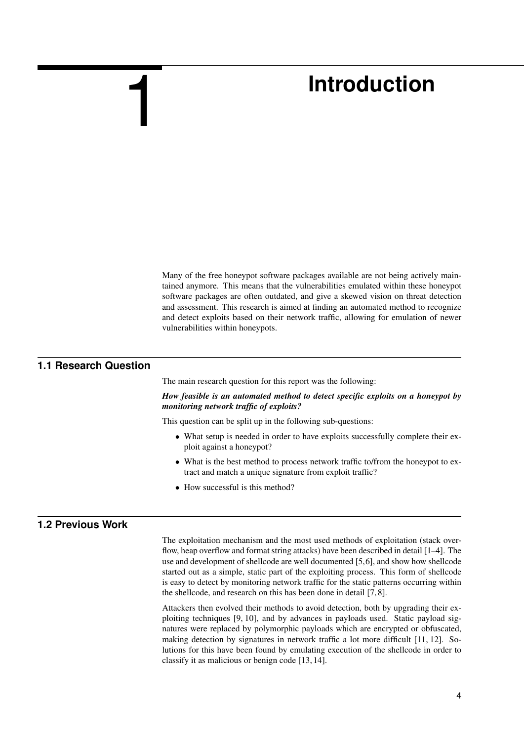# 1 Introduction

Many of the free honeypot software packages available are not being actively maintained anymore. This means that the vulnerabilities emulated within these honeypot software packages are often outdated, and give a skewed vision on threat detection and assessment. This research is aimed at finding an automated method to recognize and detect exploits based on their network traffic, allowing for emulation of newer vulnerabilities within honeypots.

## 1.1 Research Question

The main research question for this report was the following:

***How feasible is an automated method to detect specific exploits on a honeypot by monitoring network traffic of exploits?***

This question can be split up in the following sub-questions:

- What setup is needed in order to have exploits successfully complete their exploit against a honeypot?
- What is the best method to process network traffic to/from the honeypot to extract and match a unique signature from exploit traffic?
- How successful is this method?

## 1.2 Previous Work

The exploitation mechanism and the most used methods of exploitation (stack overflow, heap overflow and format string attacks) have been described in detail [1–4]. The use and development of shellcode are well documented [5,6], and show how shellcode started out as a simple, static part of the exploiting process. This form of shellcode is easy to detect by monitoring network traffic for the static patterns occurring within the shellcode, and research on this has been done in detail [7, 8].

Attackers then evolved their methods to avoid detection, both by upgrading their exploiting techniques [9, 10], and by advances in payloads used. Static payload signatures were replaced by polymorphic payloads which are encrypted or obfuscated, making detection by signatures in network traffic a lot more difficult [11, 12]. Solutions for this have been found by emulating execution of the shellcode in order to classify it as malicious or benign code [13, 14].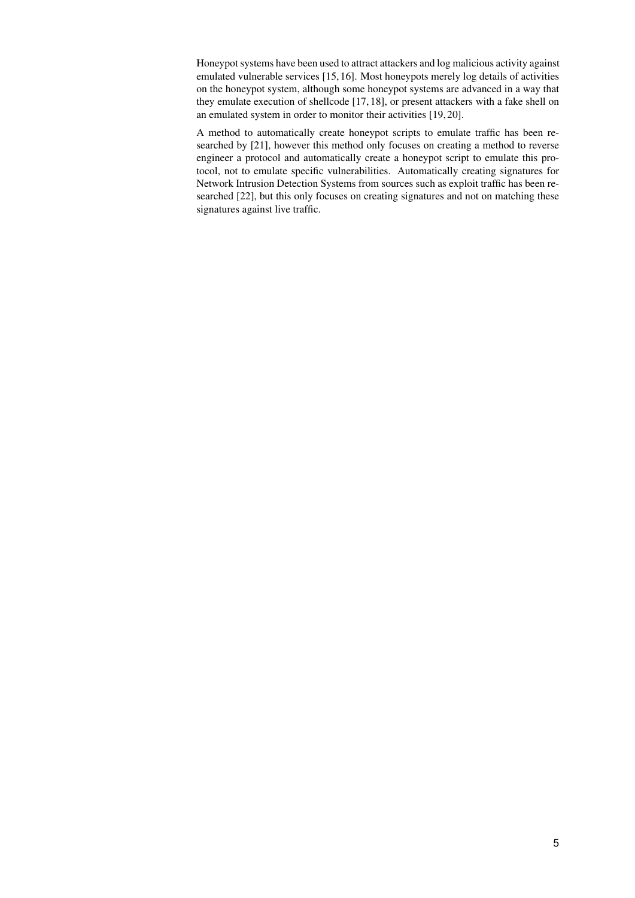Honeypot systems have been used to attract attackers and log malicious activity against emulated vulnerable services [15, 16]. Most honeypots merely log details of activities on the honeypot system, although some honeypot systems are advanced in a way that they emulate execution of shellcode [17, 18], or present attackers with a fake shell on an emulated system in order to monitor their activities [19, 20].

A method to automatically create honeypot scripts to emulate traffic has been researched by [21], however this method only focuses on creating a method to reverse engineer a protocol and automatically create a honeypot script to emulate this protocol, not to emulate specific vulnerabilities. Automatically creating signatures for Network Intrusion Detection Systems from sources such as exploit traffic has been researched [22], but this only focuses on creating signatures and not on matching these signatures against live traffic.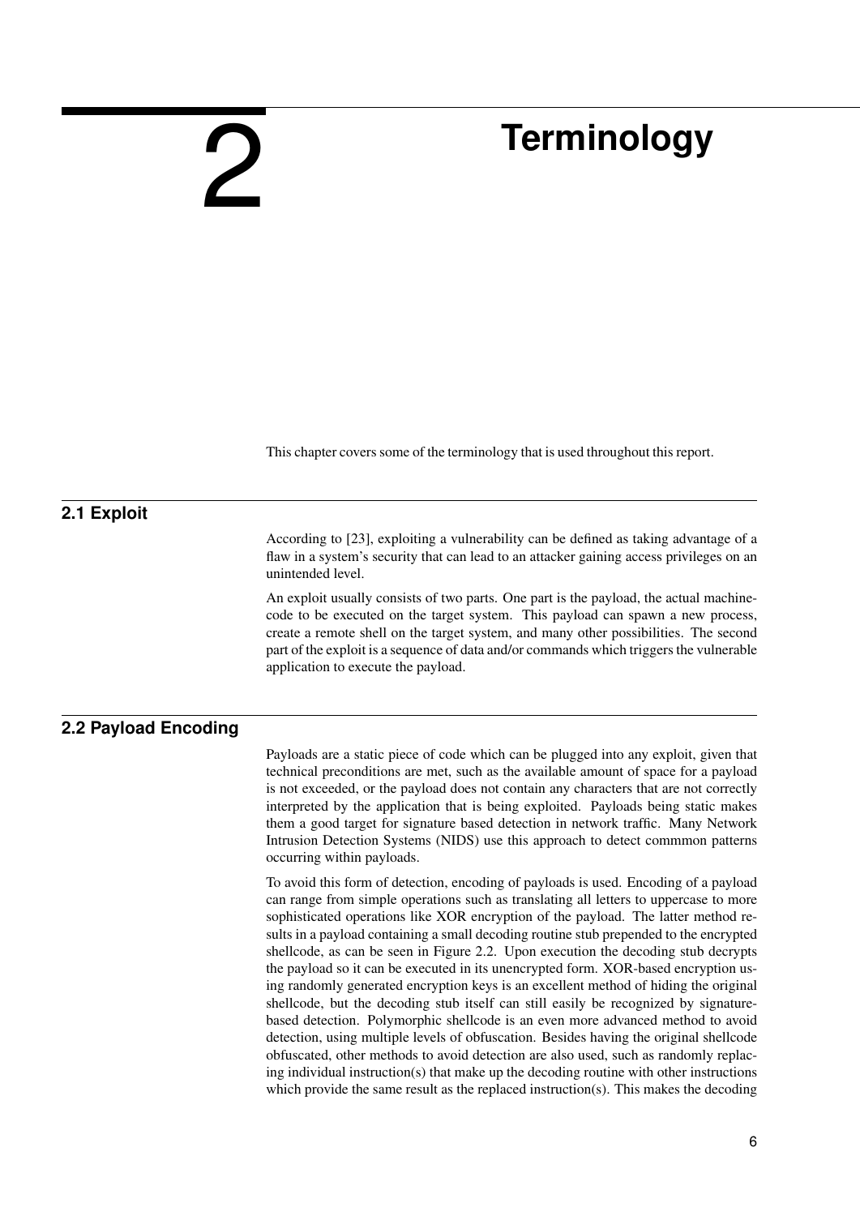# 2 Terminology

This chapter covers some of the terminology that is used throughout this report.

## 2.1 Exploit

According to [23], exploiting a vulnerability can be defined as taking advantage of a flaw in a system's security that can lead to an attacker gaining access privileges on an unintended level.

An exploit usually consists of two parts. One part is the payload, the actual machine-code to be executed on the target system. This payload can spawn a new process, create a remote shell on the target system, and many other possibilities. The second part of the exploit is a sequence of data and/or commands which triggers the vulnerable application to execute the payload.

## 2.2 Payload Encoding

Payloads are a static piece of code which can be plugged into any exploit, given that technical preconditions are met, such as the available amount of space for a payload is not exceeded, or the payload does not contain any characters that are not correctly interpreted by the application that is being exploited. Payloads being static makes them a good target for signature based detection in network traffic. Many Network Intrusion Detection Systems (NIDS) use this approach to detect commmon patterns occurring within payloads.

To avoid this form of detection, encoding of payloads is used. Encoding of a payload can range from simple operations such as translating all letters to uppercase to more sophisticated operations like XOR encryption of the payload. The latter method results in a payload containing a small decoding routine stub prepended to the encrypted shellcode, as can be seen in Figure 2.2. Upon execution the decoding stub decrypts the payload so it can be executed in its unencrypted form. XOR-based encryption using randomly generated encryption keys is an excellent method of hiding the original shellcode, but the decoding stub itself can still easily be recognized by signature-based detection. Polymorphic shellcode is an even more advanced method to avoid detection, using multiple levels of obfuscation. Besides having the original shellcode obfuscated, other methods to avoid detection are also used, such as randomly replacing individual instruction(s) that make up the decoding routine with other instructions which provide the same result as the replaced instruction(s). This makes the decoding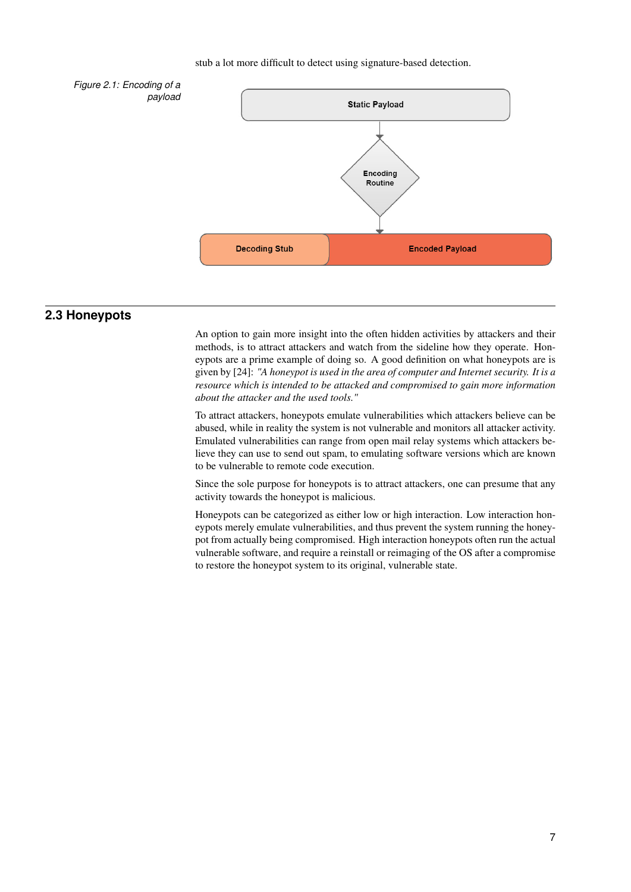stub a lot more difficult to detect using signature-based detection.

*Figure 2.1: Encoding of a payload*

Static Payload

Encoding Routine

Decoding Stub

Encoded Payload

## 2.3 Honeypots

An option to gain more insight into the often hidden activities by attackers and their methods, is to attract attackers and watch from the sideline how they operate. Honeypots are a prime example of doing so. A good definition on what honeypots are is given by [24]: *"A honeypot is used in the area of computer and Internet security. It is a resource which is intended to be attacked and compromised to gain more information about the attacker and the used tools."*

To attract attackers, honeypots emulate vulnerabilities which attackers believe can be abused, while in reality the system is not vulnerable and monitors all attacker activity. Emulated vulnerabilities can range from open mail relay systems which attackers believe they can use to send out spam, to emulating software versions which are known to be vulnerable to remote code execution.

Since the sole purpose for honeypots is to attract attackers, one can presume that any activity towards the honeypot is malicious.

Honeypots can be categorized as either low or high interaction. Low interaction honeypots merely emulate vulnerabilities, and thus prevent the system running the honeypot from actually being compromised. High interaction honeypots often run the actual vulnerable software, and require a reinstall or reimaging of the OS after a compromise to restore the honeypot system to its original, vulnerable state.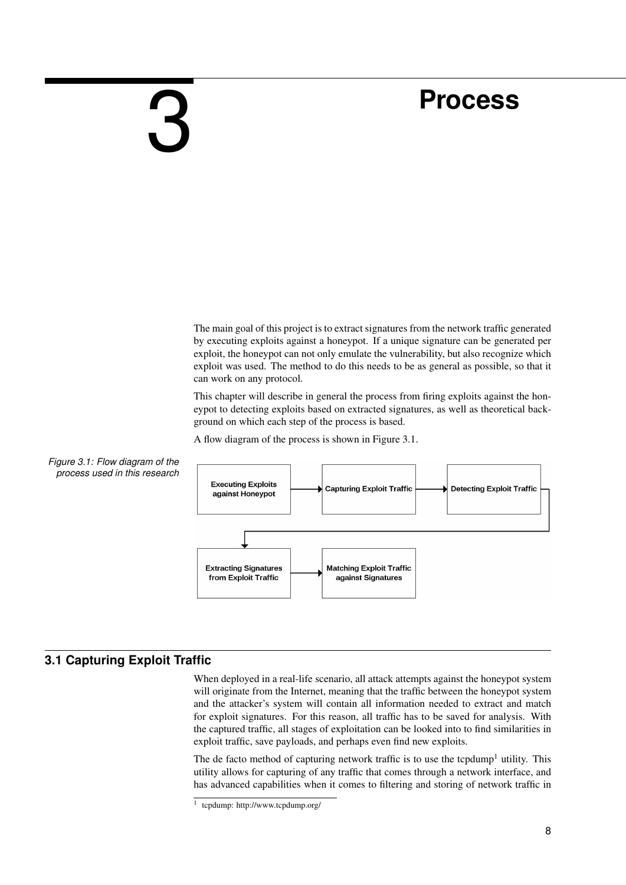# 3 Process

The main goal of this project is to extract signatures from the network traffic generated by executing exploits against a honeypot. If a unique signature can be generated per exploit, the honeypot can not only emulate the vulnerability, but also recognize which exploit was used. The method to do this needs to be as general as possible, so that it can work on any protocol.

This chapter will describe in general the process from firing exploits against the honeypot to detecting exploits based on extracted signatures, as well as theoretical background on which each step of the process is based.

A flow diagram of the process is shown in Figure 3.1.

*Figure 3.1: Flow diagram of the process used in this research*

Executing Exploits against Honeypot → Capturing Exploit Traffic → Detecting Exploit Traffic → Extracting Signatures from Exploit Traffic → Matching Exploit Traffic against Signatures

## 3.1 Capturing Exploit Traffic

When deployed in a real-life scenario, all attack attempts against the honeypot system will originate from the Internet, meaning that the traffic between the honeypot system and the attacker's system will contain all information needed to extract and match for exploit signatures. For this reason, all traffic has to be saved for analysis. With the captured traffic, all stages of exploitation can be looked into to find similarities in exploit traffic, save payloads, and perhaps even find new exploits.

The de facto method of capturing network traffic is to use the tcpdump[1] utility. This utility allows for capturing of any traffic that comes through a network interface, and has advanced capabilities when it comes to filtering and storing of network traffic in

[1] tcpdump: http://www.tcpdump.org/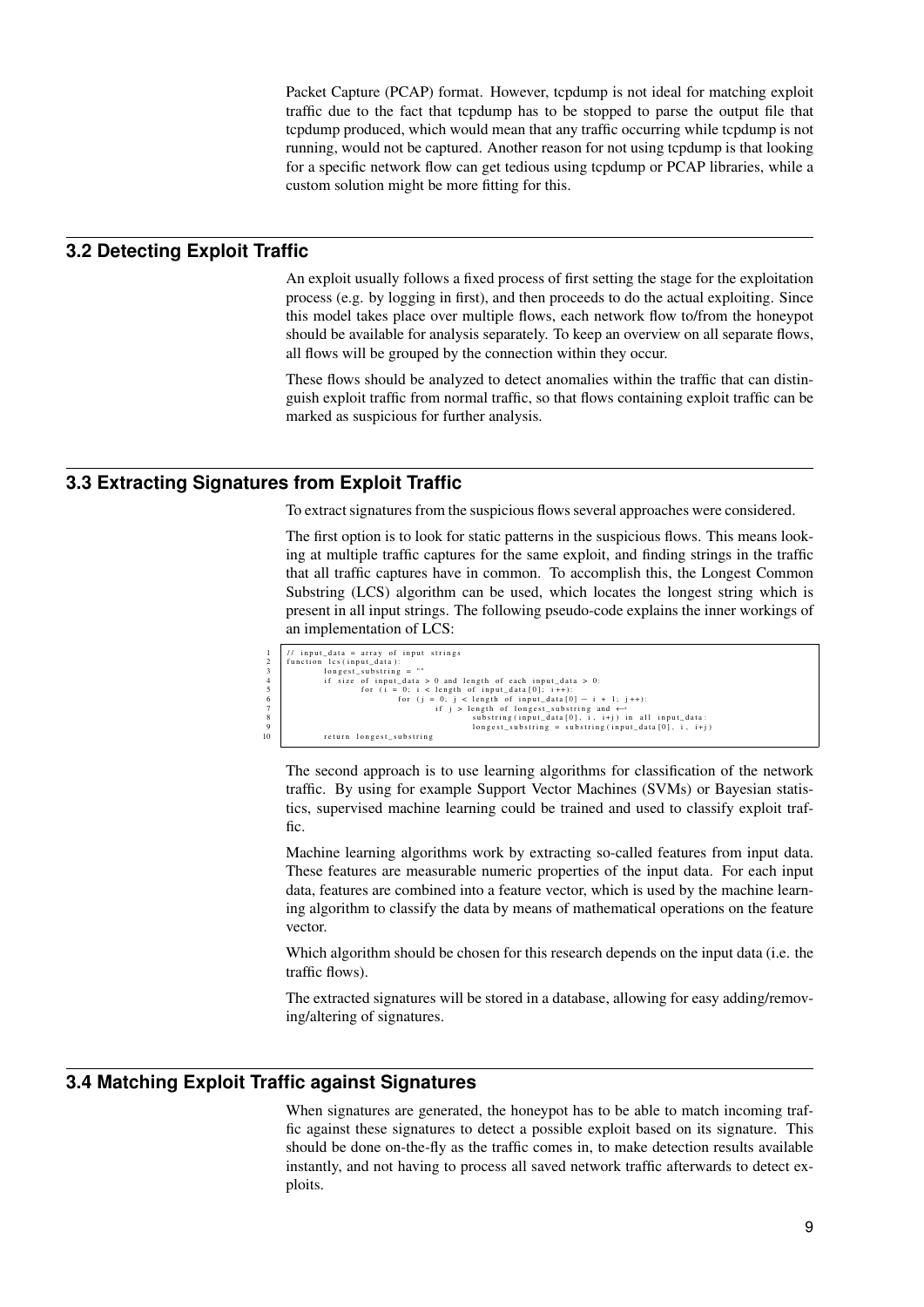Packet Capture (PCAP) format. However, tcpdump is not ideal for matching exploit traffic due to the fact that tcpdump has to be stopped to parse the output file that tcpdump produced, which would mean that any traffic occurring while tcpdump is not running, would not be captured. Another reason for not using tcpdump is that looking for a specific network flow can get tedious using tcpdump or PCAP libraries, while a custom solution might be more fitting for this.

## 3.2 Detecting Exploit Traffic

An exploit usually follows a fixed process of first setting the stage for the exploitation process (e.g. by logging in first), and then proceeds to do the actual exploiting. Since this model takes place over multiple flows, each network flow to/from the honeypot should be available for analysis separately. To keep an overview on all separate flows, all flows will be grouped by the connection within they occur.

These flows should be analyzed to detect anomalies within the traffic that can distinguish exploit traffic from normal traffic, so that flows containing exploit traffic can be marked as suspicious for further analysis.

## 3.3 Extracting Signatures from Exploit Traffic

To extract signatures from the suspicious flows several approaches were considered.

The first option is to look for static patterns in the suspicious flows. This means looking at multiple traffic captures for the same exploit, and finding strings in the traffic that all traffic captures have in common. To accomplish this, the Longest Common Substring (LCS) algorithm can be used, which locates the longest string which is present in all input strings. The following pseudo-code explains the inner workings of an implementation of LCS:

```
1  // input_data = array of input strings
2  function lcs(input_data):
3          longest_substring = ""
4          if size of input_data > 0 and length of each input_data > 0:
5                  for (i = 0; i < length of input_data[0]; i++):
6                          for (j = 0; j < length of input_data[0] - i + 1; j++):
7                                  if j > length of longest_substring and ↩
8                                          substring(input_data[0], i, i+j) in all input_data:
9                                          longest_substring = substring(input_data[0], i, i+j)
10         return longest_substring
```

The second approach is to use learning algorithms for classification of the network traffic. By using for example Support Vector Machines (SVMs) or Bayesian statistics, supervised machine learning could be trained and used to classify exploit traffic.

Machine learning algorithms work by extracting so-called features from input data. These features are measurable numeric properties of the input data. For each input data, features are combined into a feature vector, which is used by the machine learning algorithm to classify the data by means of mathematical operations on the feature vector.

Which algorithm should be chosen for this research depends on the input data (i.e. the traffic flows).

The extracted signatures will be stored in a database, allowing for easy adding/removing/altering of signatures.

## 3.4 Matching Exploit Traffic against Signatures

When signatures are generated, the honeypot has to be able to match incoming traffic against these signatures to detect a possible exploit based on its signature. This should be done on-the-fly as the traffic comes in, to make detection results available instantly, and not having to process all saved network traffic afterwards to detect exploits.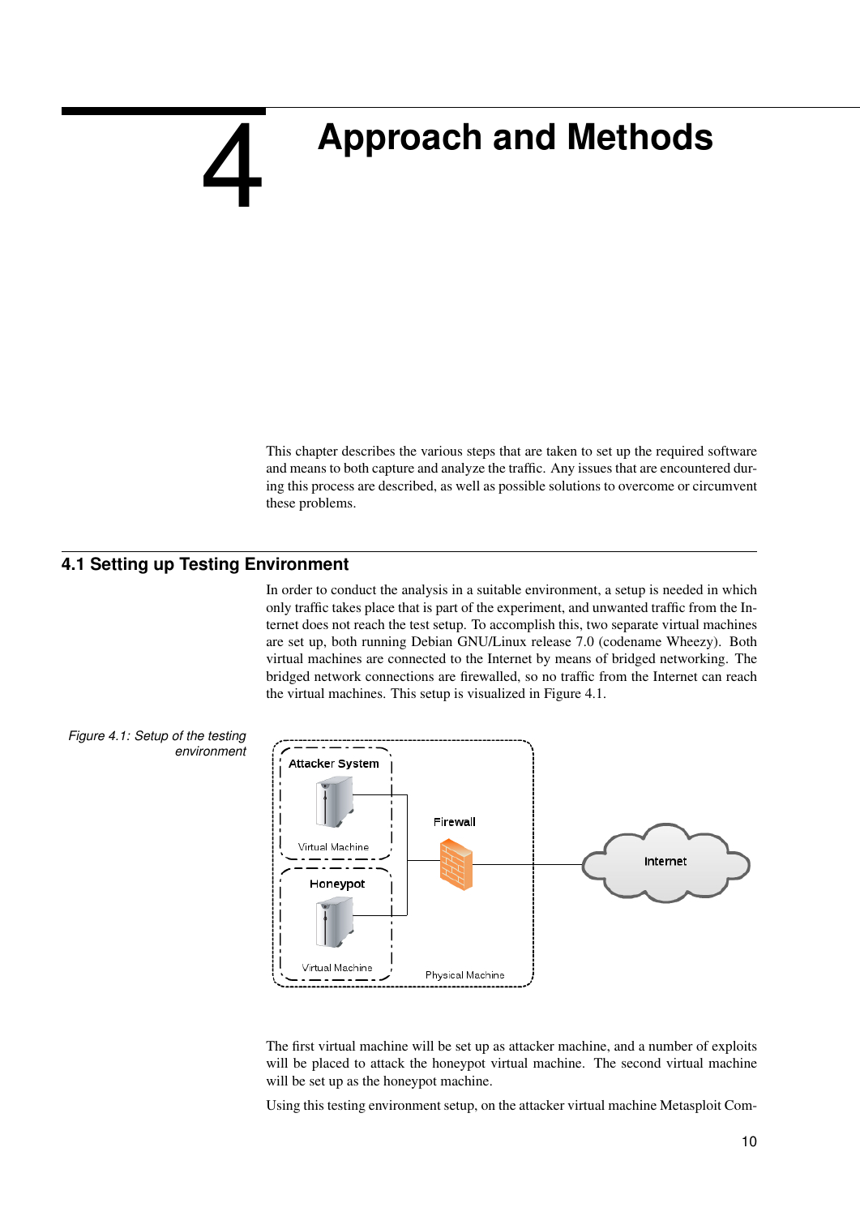# 4 Approach and Methods

This chapter describes the various steps that are taken to set up the required software and means to both capture and analyze the traffic. Any issues that are encountered during this process are described, as well as possible solutions to overcome or circumvent these problems.

## 4.1 Setting up Testing Environment

In order to conduct the analysis in a suitable environment, a setup is needed in which only traffic takes place that is part of the experiment, and unwanted traffic from the Internet does not reach the test setup. To accomplish this, two separate virtual machines are set up, both running Debian GNU/Linux release 7.0 (codename Wheezy). Both virtual machines are connected to the Internet by means of bridged networking. The bridged network connections are firewalled, so no traffic from the Internet can reach the virtual machines. This setup is visualized in Figure 4.1.

*Figure 4.1: Setup of the testing environment*

The first virtual machine will be set up as attacker machine, and a number of exploits will be placed to attack the honeypot virtual machine. The second virtual machine will be set up as the honeypot machine.

Using this testing environment setup, on the attacker virtual machine Metasploit Com-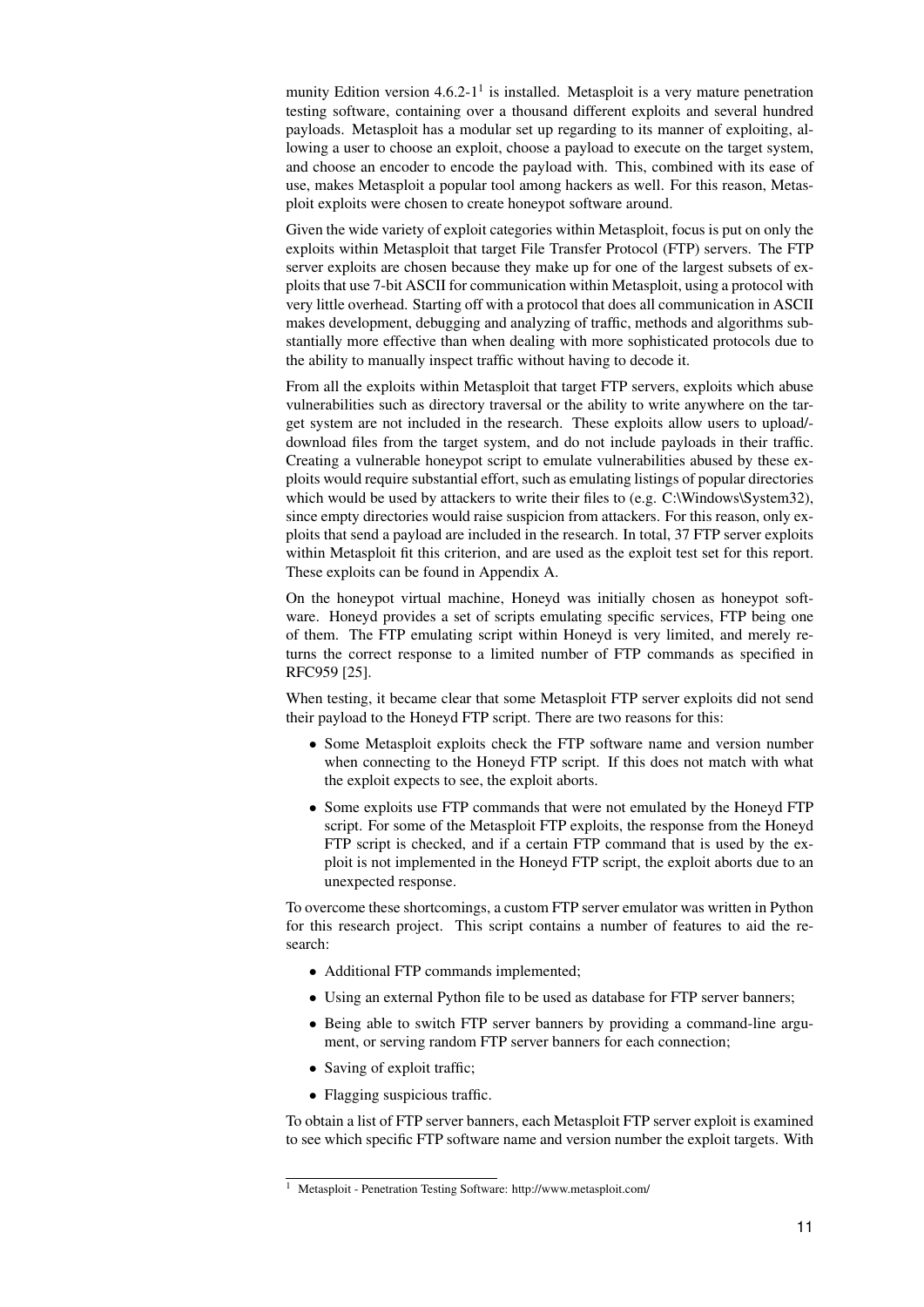munity Edition version 4.6.2-1[1] is installed. Metasploit is a very mature penetration testing software, containing over a thousand different exploits and several hundred payloads. Metasploit has a modular set up regarding to its manner of exploiting, allowing a user to choose an exploit, choose a payload to execute on the target system, and choose an encoder to encode the payload with. This, combined with its ease of use, makes Metasploit a popular tool among hackers as well. For this reason, Metasploit exploits were chosen to create honeypot software around.

Given the wide variety of exploit categories within Metasploit, focus is put on only the exploits within Metasploit that target File Transfer Protocol (FTP) servers. The FTP server exploits are chosen because they make up for one of the largest subsets of exploits that use 7-bit ASCII for communication within Metasploit, using a protocol with very little overhead. Starting off with a protocol that does all communication in ASCII makes development, debugging and analyzing of traffic, methods and algorithms substantially more effective than when dealing with more sophisticated protocols due to the ability to manually inspect traffic without having to decode it.

From all the exploits within Metasploit that target FTP servers, exploits which abuse vulnerabilities such as directory traversal or the ability to write anywhere on the target system are not included in the research. These exploits allow users to upload/download files from the target system, and do not include payloads in their traffic. Creating a vulnerable honeypot script to emulate vulnerabilities abused by these exploits would require substantial effort, such as emulating listings of popular directories which would be used by attackers to write their files to (e.g. C:\Windows\System32), since empty directories would raise suspicion from attackers. For this reason, only exploits that send a payload are included in the research. In total, 37 FTP server exploits within Metasploit fit this criterion, and are used as the exploit test set for this report. These exploits can be found in Appendix A.

On the honeypot virtual machine, Honeyd was initially chosen as honeypot software. Honeyd provides a set of scripts emulating specific services, FTP being one of them. The FTP emulating script within Honeyd is very limited, and merely returns the correct response to a limited number of FTP commands as specified in RFC959 [25].

When testing, it became clear that some Metasploit FTP server exploits did not send their payload to the Honeyd FTP script. There are two reasons for this:

- Some Metasploit exploits check the FTP software name and version number when connecting to the Honeyd FTP script. If this does not match with what the exploit expects to see, the exploit aborts.
- Some exploits use FTP commands that were not emulated by the Honeyd FTP script. For some of the Metasploit FTP exploits, the response from the Honeyd FTP script is checked, and if a certain FTP command that is used by the exploit is not implemented in the Honeyd FTP script, the exploit aborts due to an unexpected response.

To overcome these shortcomings, a custom FTP server emulator was written in Python for this research project. This script contains a number of features to aid the research:

- Additional FTP commands implemented;
- Using an external Python file to be used as database for FTP server banners;
- Being able to switch FTP server banners by providing a command-line argument, or serving random FTP server banners for each connection;
- Saving of exploit traffic;
- Flagging suspicious traffic.

To obtain a list of FTP server banners, each Metasploit FTP server exploit is examined to see which specific FTP software name and version number the exploit targets. With

[1] Metasploit - Penetration Testing Software: http://www.metasploit.com/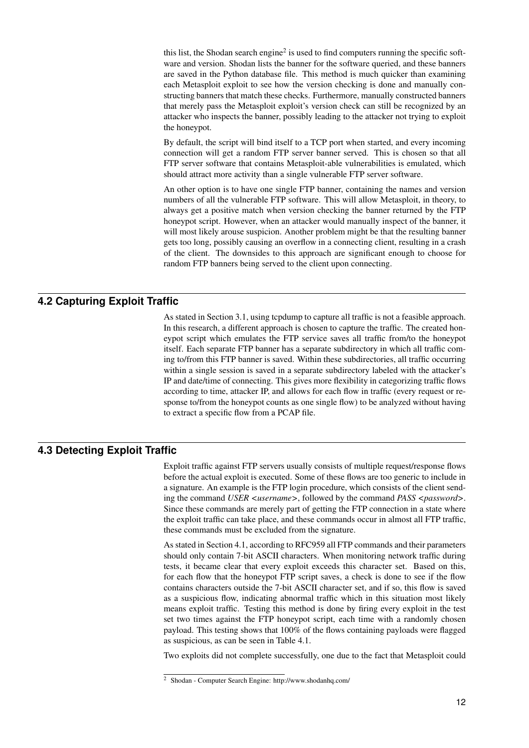this list, the Shodan search engine[2] is used to find computers running the specific software and version. Shodan lists the banner for the software queried, and these banners are saved in the Python database file. This method is much quicker than examining each Metasploit exploit to see how the version checking is done and manually constructing banners that match these checks. Furthermore, manually constructed banners that merely pass the Metasploit exploit's version check can still be recognized by an attacker who inspects the banner, possibly leading to the attacker not trying to exploit the honeypot.

By default, the script will bind itself to a TCP port when started, and every incoming connection will get a random FTP server banner served. This is chosen so that all FTP server software that contains Metasploit-able vulnerabilities is emulated, which should attract more activity than a single vulnerable FTP server software.

An other option is to have one single FTP banner, containing the names and version numbers of all the vulnerable FTP software. This will allow Metasploit, in theory, to always get a positive match when version checking the banner returned by the FTP honeypot script. However, when an attacker would manually inspect of the banner, it will most likely arouse suspicion. Another problem might be that the resulting banner gets too long, possibly causing an overflow in a connecting client, resulting in a crash of the client. The downsides to this approach are significant enough to choose for random FTP banners being served to the client upon connecting.

## 4.2 Capturing Exploit Traffic

As stated in Section 3.1, using tcpdump to capture all traffic is not a feasible approach. In this research, a different approach is chosen to capture the traffic. The created honeypot script which emulates the FTP service saves all traffic from/to the honeypot itself. Each separate FTP banner has a separate subdirectory in which all traffic coming to/from this FTP banner is saved. Within these subdirectories, all traffic occurring within a single session is saved in a separate subdirectory labeled with the attacker's IP and date/time of connecting. This gives more flexibility in categorizing traffic flows according to time, attacker IP, and allows for each flow in traffic (every request or response to/from the honeypot counts as one single flow) to be analyzed without having to extract a specific flow from a PCAP file.

## 4.3 Detecting Exploit Traffic

Exploit traffic against FTP servers usually consists of multiple request/response flows before the actual exploit is executed. Some of these flows are too generic to include in a signature. An example is the FTP login procedure, which consists of the client sending the command *USER <username>*, followed by the command *PASS <password>*. Since these commands are merely part of getting the FTP connection in a state where the exploit traffic can take place, and these commands occur in almost all FTP traffic, these commands must be excluded from the signature.

As stated in Section 4.1, according to RFC959 all FTP commands and their parameters should only contain 7-bit ASCII characters. When monitoring network traffic during tests, it became clear that every exploit exceeds this character set. Based on this, for each flow that the honeypot FTP script saves, a check is done to see if the flow contains characters outside the 7-bit ASCII character set, and if so, this flow is saved as a suspicious flow, indicating abnormal traffic which in this situation most likely means exploit traffic. Testing this method is done by firing every exploit in the test set two times against the FTP honeypot script, each time with a randomly chosen payload. This testing shows that 100% of the flows containing payloads were flagged as suspicious, as can be seen in Table 4.1.

Two exploits did not complete successfully, one due to the fact that Metasploit could

[2] Shodan - Computer Search Engine: http://www.shodanhq.com/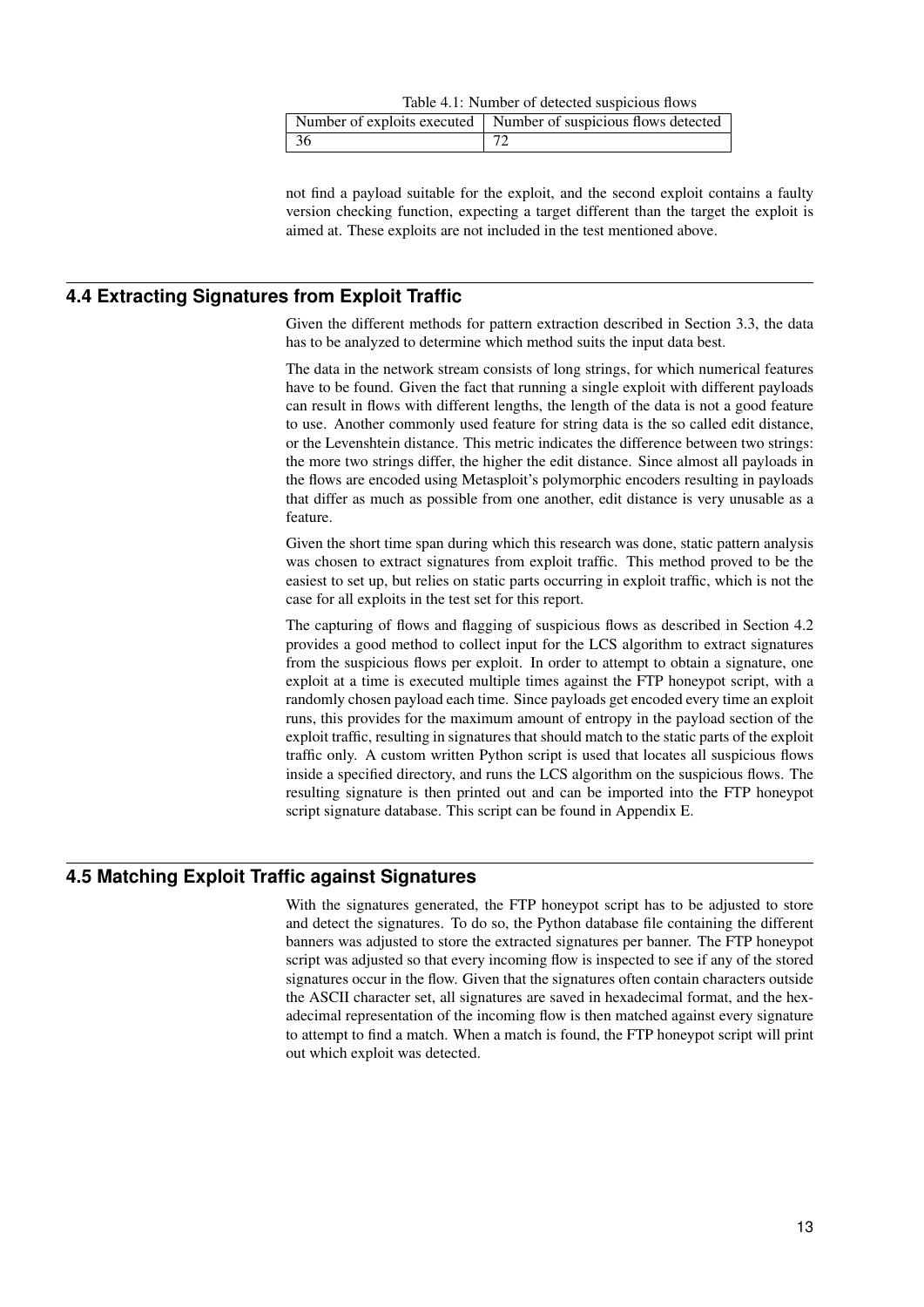Table 4.1: Number of detected suspicious flows

| Number of exploits executed | Number of suspicious flows detected |
|---|---|
| 36 | 72 |

not find a payload suitable for the exploit, and the second exploit contains a faulty version checking function, expecting a target different than the target the exploit is aimed at. These exploits are not included in the test mentioned above.

## 4.4 Extracting Signatures from Exploit Traffic

Given the different methods for pattern extraction described in Section 3.3, the data has to be analyzed to determine which method suits the input data best.

The data in the network stream consists of long strings, for which numerical features have to be found. Given the fact that running a single exploit with different payloads can result in flows with different lengths, the length of the data is not a good feature to use. Another commonly used feature for string data is the so called edit distance, or the Levenshtein distance. This metric indicates the difference between two strings: the more two strings differ, the higher the edit distance. Since almost all payloads in the flows are encoded using Metasploit's polymorphic encoders resulting in payloads that differ as much as possible from one another, edit distance is very unusable as a feature.

Given the short time span during which this research was done, static pattern analysis was chosen to extract signatures from exploit traffic. This method proved to be the easiest to set up, but relies on static parts occurring in exploit traffic, which is not the case for all exploits in the test set for this report.

The capturing of flows and flagging of suspicious flows as described in Section 4.2 provides a good method to collect input for the LCS algorithm to extract signatures from the suspicious flows per exploit. In order to attempt to obtain a signature, one exploit at a time is executed multiple times against the FTP honeypot script, with a randomly chosen payload each time. Since payloads get encoded every time an exploit runs, this provides for the maximum amount of entropy in the payload section of the exploit traffic, resulting in signatures that should match to the static parts of the exploit traffic only. A custom written Python script is used that locates all suspicious flows inside a specified directory, and runs the LCS algorithm on the suspicious flows. The resulting signature is then printed out and can be imported into the FTP honeypot script signature database. This script can be found in Appendix E.

## 4.5 Matching Exploit Traffic against Signatures

With the signatures generated, the FTP honeypot script has to be adjusted to store and detect the signatures. To do so, the Python database file containing the different banners was adjusted to store the extracted signatures per banner. The FTP honeypot script was adjusted so that every incoming flow is inspected to see if any of the stored signatures occur in the flow. Given that the signatures often contain characters outside the ASCII character set, all signatures are saved in hexadecimal format, and the hexadecimal representation of the incoming flow is then matched against every signature to attempt to find a match. When a match is found, the FTP honeypot script will print out which exploit was detected.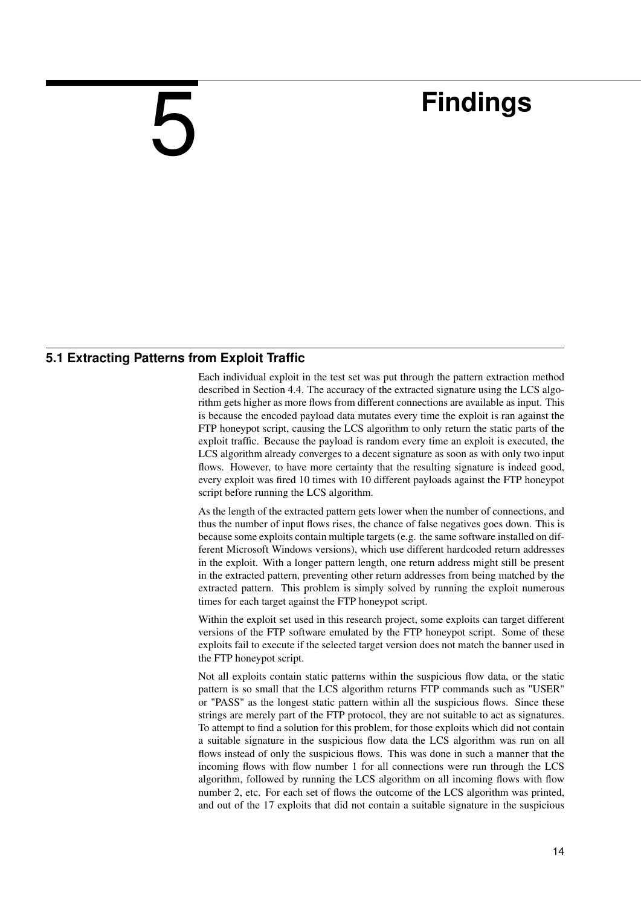# 5 Findings

## 5.1 Extracting Patterns from Exploit Traffic

Each individual exploit in the test set was put through the pattern extraction method described in Section 4.4. The accuracy of the extracted signature using the LCS algorithm gets higher as more flows from different connections are available as input. This is because the encoded payload data mutates every time the exploit is ran against the FTP honeypot script, causing the LCS algorithm to only return the static parts of the exploit traffic. Because the payload is random every time an exploit is executed, the LCS algorithm already converges to a decent signature as soon as with only two input flows. However, to have more certainty that the resulting signature is indeed good, every exploit was fired 10 times with 10 different payloads against the FTP honeypot script before running the LCS algorithm.

As the length of the extracted pattern gets lower when the number of connections, and thus the number of input flows rises, the chance of false negatives goes down. This is because some exploits contain multiple targets (e.g. the same software installed on different Microsoft Windows versions), which use different hardcoded return addresses in the exploit. With a longer pattern length, one return address might still be present in the extracted pattern, preventing other return addresses from being matched by the extracted pattern. This problem is simply solved by running the exploit numerous times for each target against the FTP honeypot script.

Within the exploit set used in this research project, some exploits can target different versions of the FTP software emulated by the FTP honeypot script. Some of these exploits fail to execute if the selected target version does not match the banner used in the FTP honeypot script.

Not all exploits contain static patterns within the suspicious flow data, or the static pattern is so small that the LCS algorithm returns FTP commands such as "USER" or "PASS" as the longest static pattern within all the suspicious flows. Since these strings are merely part of the FTP protocol, they are not suitable to act as signatures. To attempt to find a solution for this problem, for those exploits which did not contain a suitable signature in the suspicious flow data the LCS algorithm was run on all flows instead of only the suspicious flows. This was done in such a manner that the incoming flows with flow number 1 for all connections were run through the LCS algorithm, followed by running the LCS algorithm on all incoming flows with flow number 2, etc. For each set of flows the outcome of the LCS algorithm was printed, and out of the 17 exploits that did not contain a suitable signature in the suspicious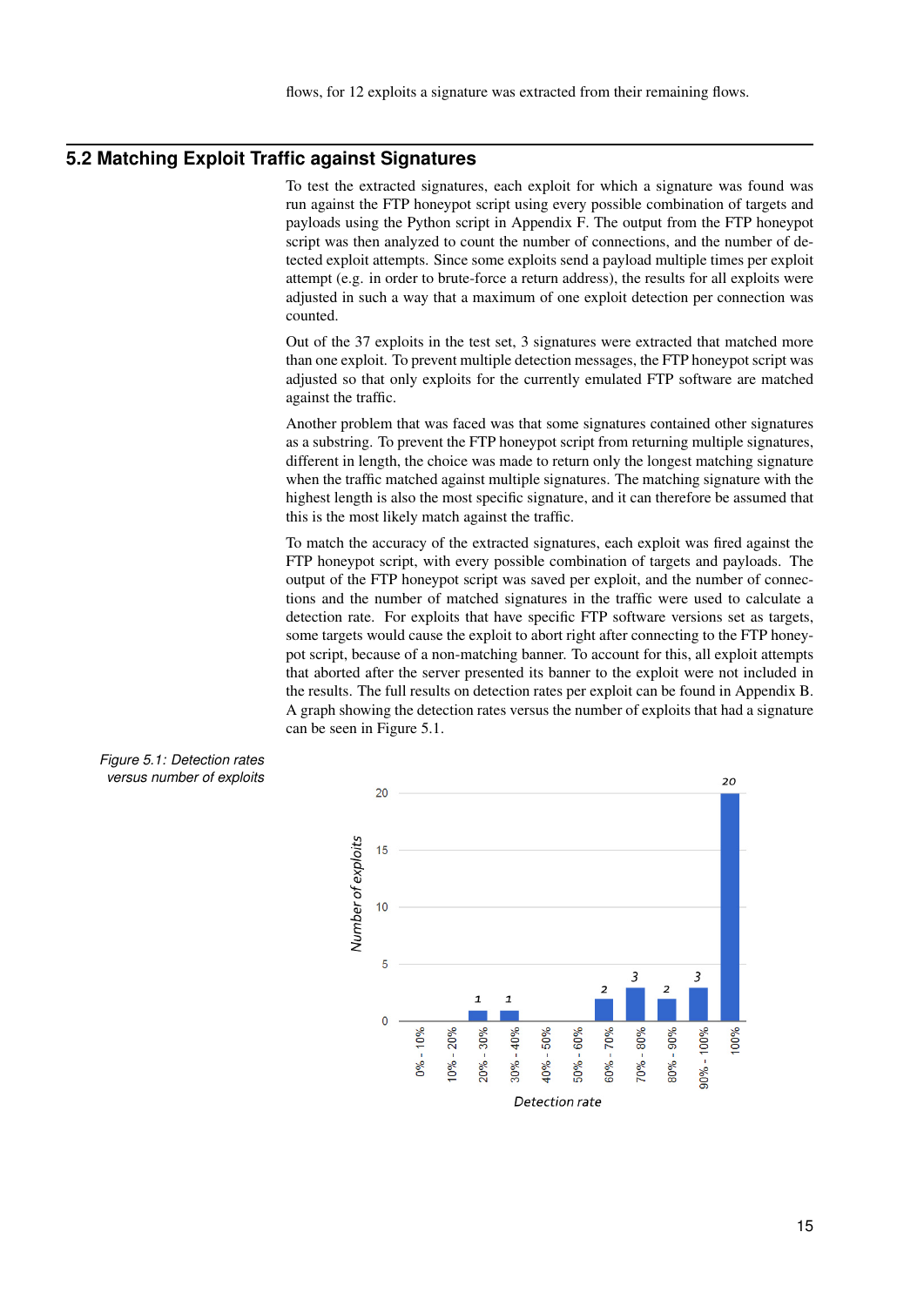flows, for 12 exploits a signature was extracted from their remaining flows.

## 5.2 Matching Exploit Traffic against Signatures

To test the extracted signatures, each exploit for which a signature was found was run against the FTP honeypot script using every possible combination of targets and payloads using the Python script in Appendix F. The output from the FTP honeypot script was then analyzed to count the number of connections, and the number of detected exploit attempts. Since some exploits send a payload multiple times per exploit attempt (e.g. in order to brute-force a return address), the results for all exploits were adjusted in such a way that a maximum of one exploit detection per connection was counted.

Out of the 37 exploits in the test set, 3 signatures were extracted that matched more than one exploit. To prevent multiple detection messages, the FTP honeypot script was adjusted so that only exploits for the currently emulated FTP software are matched against the traffic.

Another problem that was faced was that some signatures contained other signatures as a substring. To prevent the FTP honeypot script from returning multiple signatures, different in length, the choice was made to return only the longest matching signature when the traffic matched against multiple signatures. The matching signature with the highest length is also the most specific signature, and it can therefore be assumed that this is the most likely match against the traffic.

To match the accuracy of the extracted signatures, each exploit was fired against the FTP honeypot script, with every possible combination of targets and payloads. The output of the FTP honeypot script was saved per exploit, and the number of connections and the number of matched signatures in the traffic were used to calculate a detection rate. For exploits that have specific FTP software versions set as targets, some targets would cause the exploit to abort right after connecting to the FTP honeypot script, because of a non-matching banner. To account for this, all exploit attempts that aborted after the server presented its banner to the exploit were not included in the results. The full results on detection rates per exploit can be found in Appendix B. A graph showing the detection rates versus the number of exploits that had a signature can be seen in Figure 5.1.

*Figure 5.1: Detection rates versus number of exploits*

| Detection rate | Number of exploits |
|---|---|
| 0% - 10% | 0 |
| 10% - 20% | 0 |
| 20% - 30% | 1 |
| 30% - 40% | 1 |
| 40% - 50% | 0 |
| 50% - 60% | 0 |
| 60% - 70% | 2 |
| 70% - 80% | 3 |
| 80% - 90% | 2 |
| 90% - 100% | 3 |
| 100% | 20 |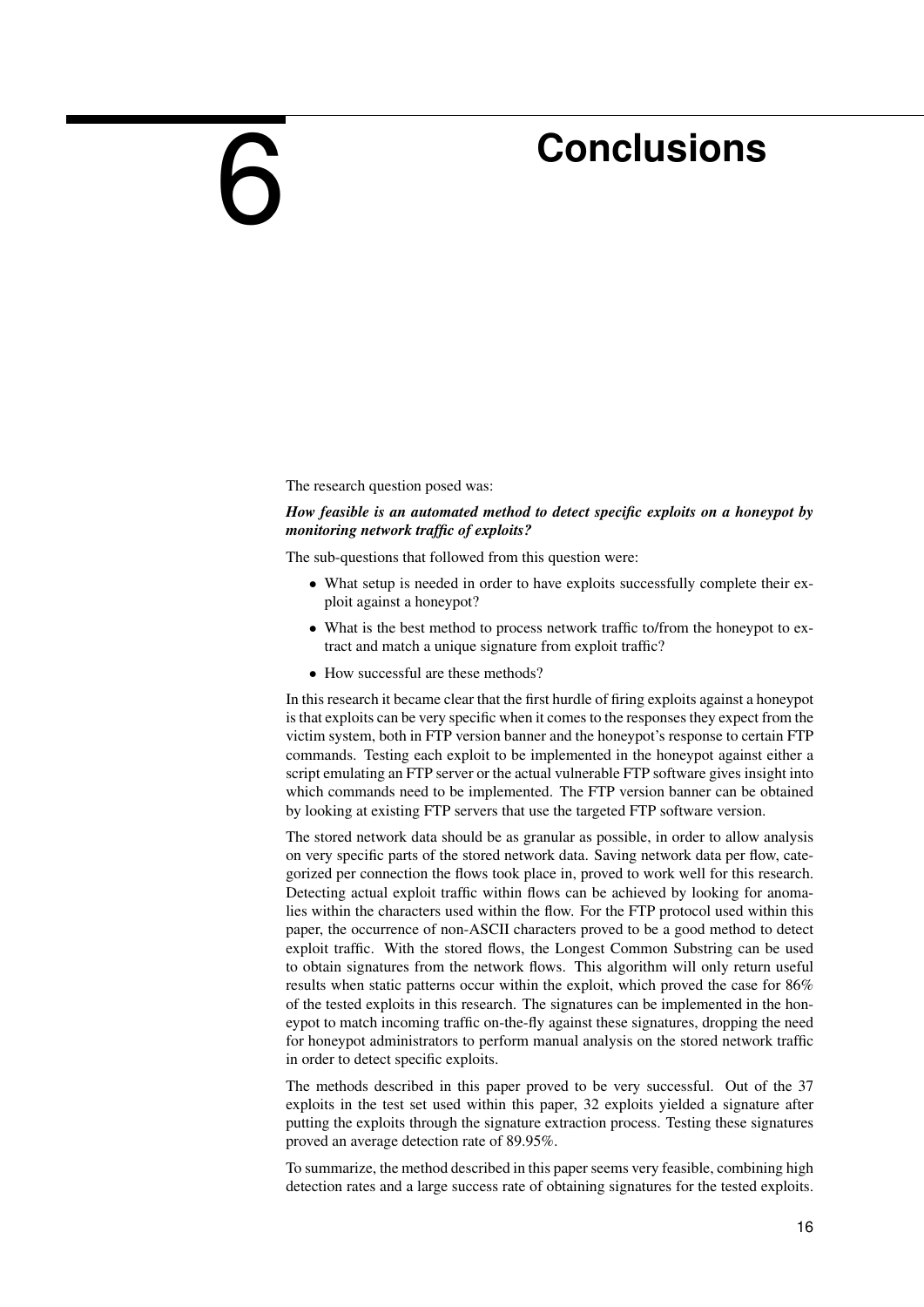# 6 Conclusions

The research question posed was:

***How feasible is an automated method to detect specific exploits on a honeypot by monitoring network traffic of exploits?***

The sub-questions that followed from this question were:

- What setup is needed in order to have exploits successfully complete their exploit against a honeypot?
- What is the best method to process network traffic to/from the honeypot to extract and match a unique signature from exploit traffic?
- How successful are these methods?

In this research it became clear that the first hurdle of firing exploits against a honeypot is that exploits can be very specific when it comes to the responses they expect from the victim system, both in FTP version banner and the honeypot's response to certain FTP commands. Testing each exploit to be implemented in the honeypot against either a script emulating an FTP server or the actual vulnerable FTP software gives insight into which commands need to be implemented. The FTP version banner can be obtained by looking at existing FTP servers that use the targeted FTP software version.

The stored network data should be as granular as possible, in order to allow analysis on very specific parts of the stored network data. Saving network data per flow, categorized per connection the flows took place in, proved to work well for this research. Detecting actual exploit traffic within flows can be achieved by looking for anomalies within the characters used within the flow. For the FTP protocol used within this paper, the occurrence of non-ASCII characters proved to be a good method to detect exploit traffic. With the stored flows, the Longest Common Substring can be used to obtain signatures from the network flows. This algorithm will only return useful results when static patterns occur within the exploit, which proved the case for 86% of the tested exploits in this research. The signatures can be implemented in the honeypot to match incoming traffic on-the-fly against these signatures, dropping the need for honeypot administrators to perform manual analysis on the stored network traffic in order to detect specific exploits.

The methods described in this paper proved to be very successful. Out of the 37 exploits in the test set used within this paper, 32 exploits yielded a signature after putting the exploits through the signature extraction process. Testing these signatures proved an average detection rate of 89.95%.

To summarize, the method described in this paper seems very feasible, combining high detection rates and a large success rate of obtaining signatures for the tested exploits.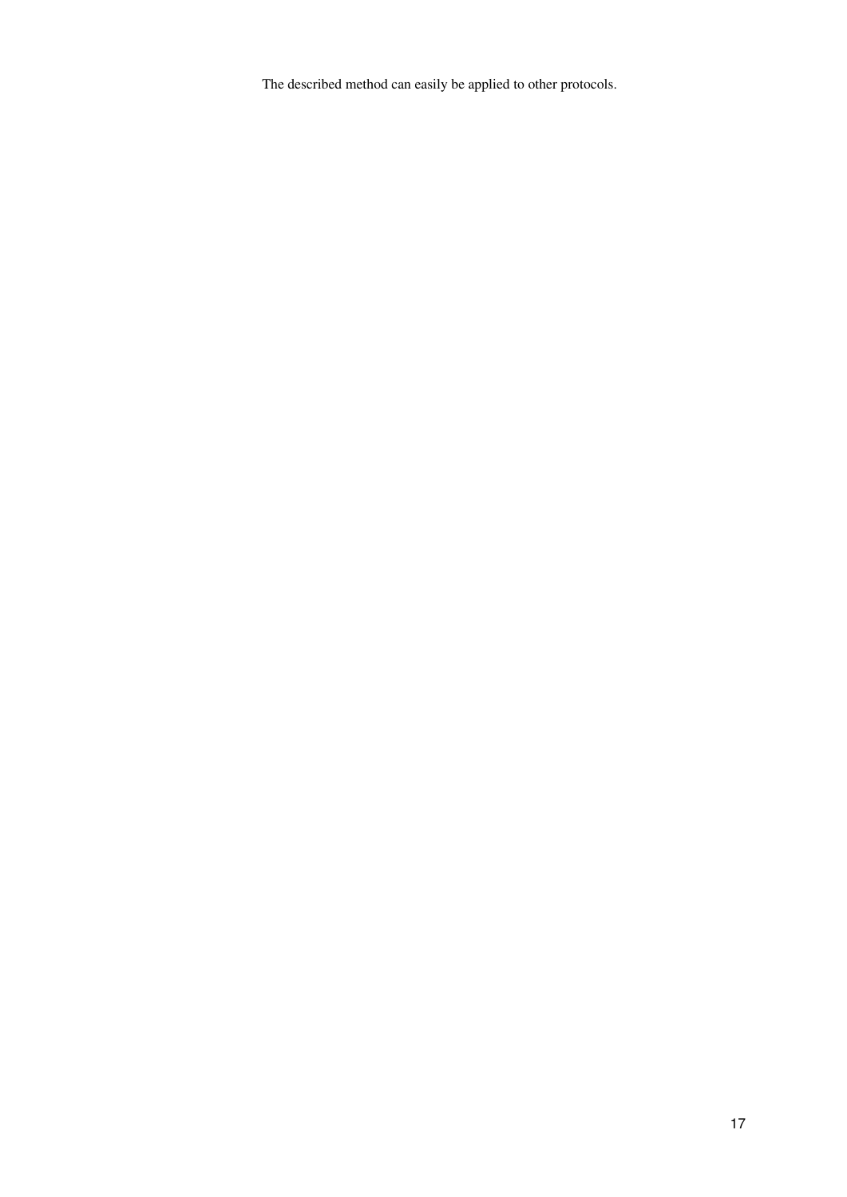The described method can easily be applied to other protocols.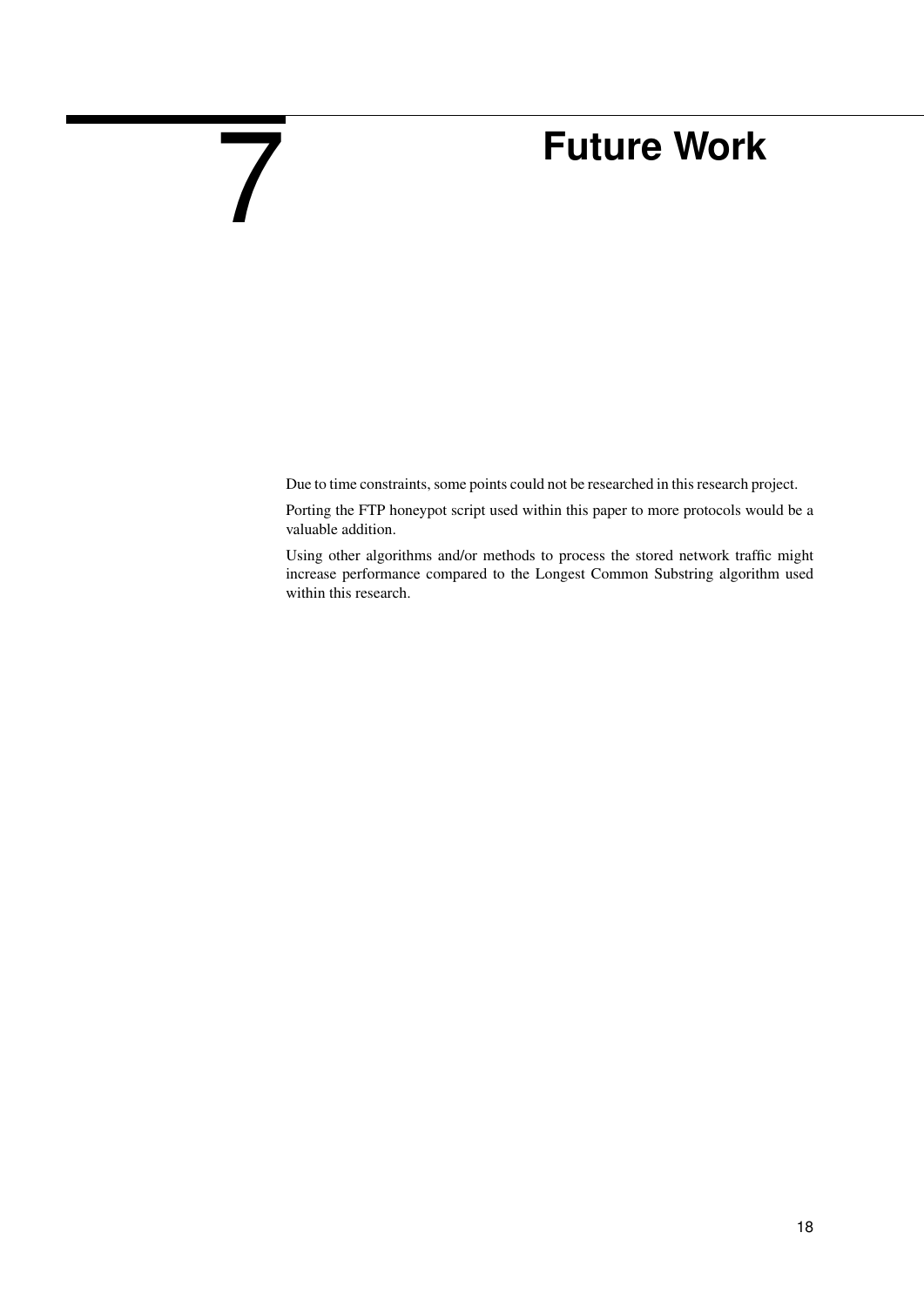# 7 Future Work

Due to time constraints, some points could not be researched in this research project.

Porting the FTP honeypot script used within this paper to more protocols would be a valuable addition.

Using other algorithms and/or methods to process the stored network traffic might increase performance compared to the Longest Common Substring algorithm used within this research.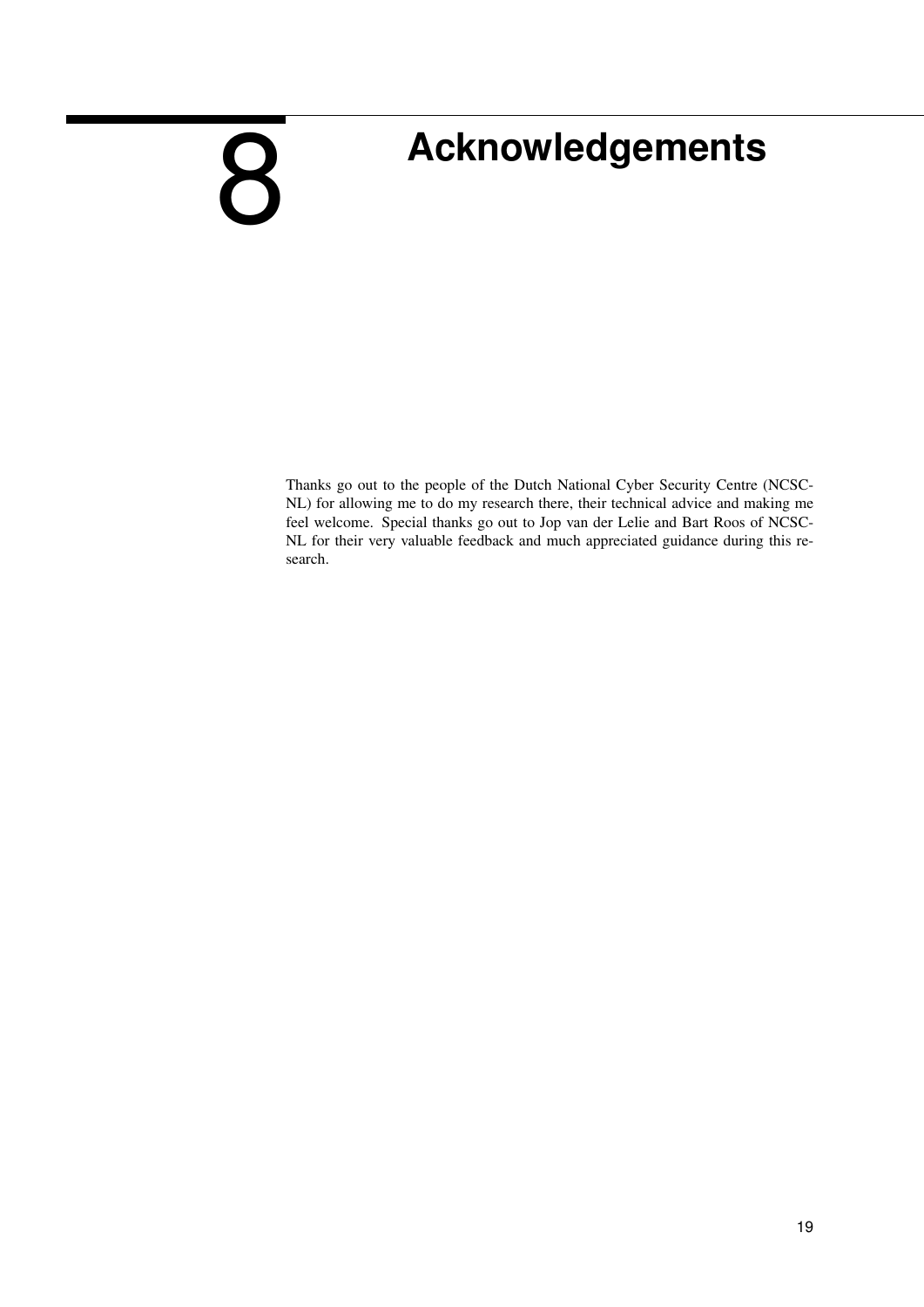# 8 Acknowledgements

Thanks go out to the people of the Dutch National Cyber Security Centre (NCSC-NL) for allowing me to do my research there, their technical advice and making me feel welcome. Special thanks go out to Jop van der Lelie and Bart Roos of NCSC-NL for their very valuable feedback and much appreciated guidance during this research.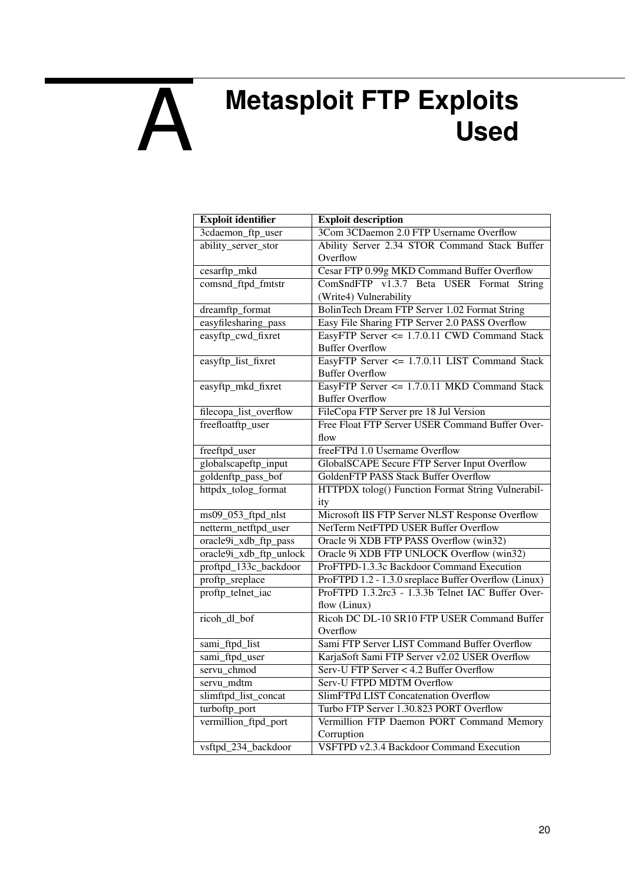# A Metasploit FTP Exploits Used

| Exploit identifier | Exploit description |
|---|---|
| 3cdaemon_ftp_user | 3Com 3CDaemon 2.0 FTP Username Overflow |
| ability_server_stor | Ability Server 2.34 STOR Command Stack Buffer Overflow |
| cesarftp_mkd | Cesar FTP 0.99g MKD Command Buffer Overflow |
| comsnd_ftpd_fmtstr | ComSndFTP v1.3.7 Beta USER Format String (Write4) Vulnerability |
| dreamftp_format | BolinTech Dream FTP Server 1.02 Format String |
| easyfilesharing_pass | Easy File Sharing FTP Server 2.0 PASS Overflow |
| easyftp_cwd_fixret | EasyFTP Server <= 1.7.0.11 CWD Command Stack Buffer Overflow |
| easyftp_list_fixret | EasyFTP Server <= 1.7.0.11 LIST Command Stack Buffer Overflow |
| easyftp_mkd_fixret | EasyFTP Server <= 1.7.0.11 MKD Command Stack Buffer Overflow |
| filecopa_list_overflow | FileCopa FTP Server pre 18 Jul Version |
| freefloatftp_user | Free Float FTP Server USER Command Buffer Overflow |
| freeftpd_user | freeFTPd 1.0 Username Overflow |
| globalscapeftp_input | GlobalSCAPE Secure FTP Server Input Overflow |
| goldenftp_pass_bof | GoldenFTP PASS Stack Buffer Overflow |
| httpdx_tolog_format | HTTPDX tolog() Function Format String Vulnerability |
| ms09_053_ftpd_nlst | Microsoft IIS FTP Server NLST Response Overflow |
| netterm_netftpd_user | NetTerm NetFTPD USER Buffer Overflow |
| oracle9i_xdb_ftp_pass | Oracle 9i XDB FTP PASS Overflow (win32) |
| oracle9i_xdb_ftp_unlock | Oracle 9i XDB FTP UNLOCK Overflow (win32) |
| proftpd_133c_backdoor | ProFTPD-1.3.3c Backdoor Command Execution |
| proftp_sreplace | ProFTPD 1.2 - 1.3.0 sreplace Buffer Overflow (Linux) |
| proftp_telnet_iac | ProFTPD 1.3.2rc3 - 1.3.3b Telnet IAC Buffer Overflow (Linux) |
| ricoh_dl_bof | Ricoh DC DL-10 SR10 FTP USER Command Buffer Overflow |
| sami_ftpd_list | Sami FTP Server LIST Command Buffer Overflow |
| sami_ftpd_user | KarjaSoft Sami FTP Server v2.02 USER Overflow |
| servu_chmod | Serv-U FTP Server < 4.2 Buffer Overflow |
| servu_mdtm | Serv-U FTPD MDTM Overflow |
| slimftpd_list_concat | SlimFTPd LIST Concatenation Overflow |
| turboftp_port | Turbo FTP Server 1.30.823 PORT Overflow |
| vermillion_ftpd_port | Vermillion FTP Daemon PORT Command Memory Corruption |
| vsftpd_234_backdoor | VSFTPD v2.3.4 Backdoor Command Execution |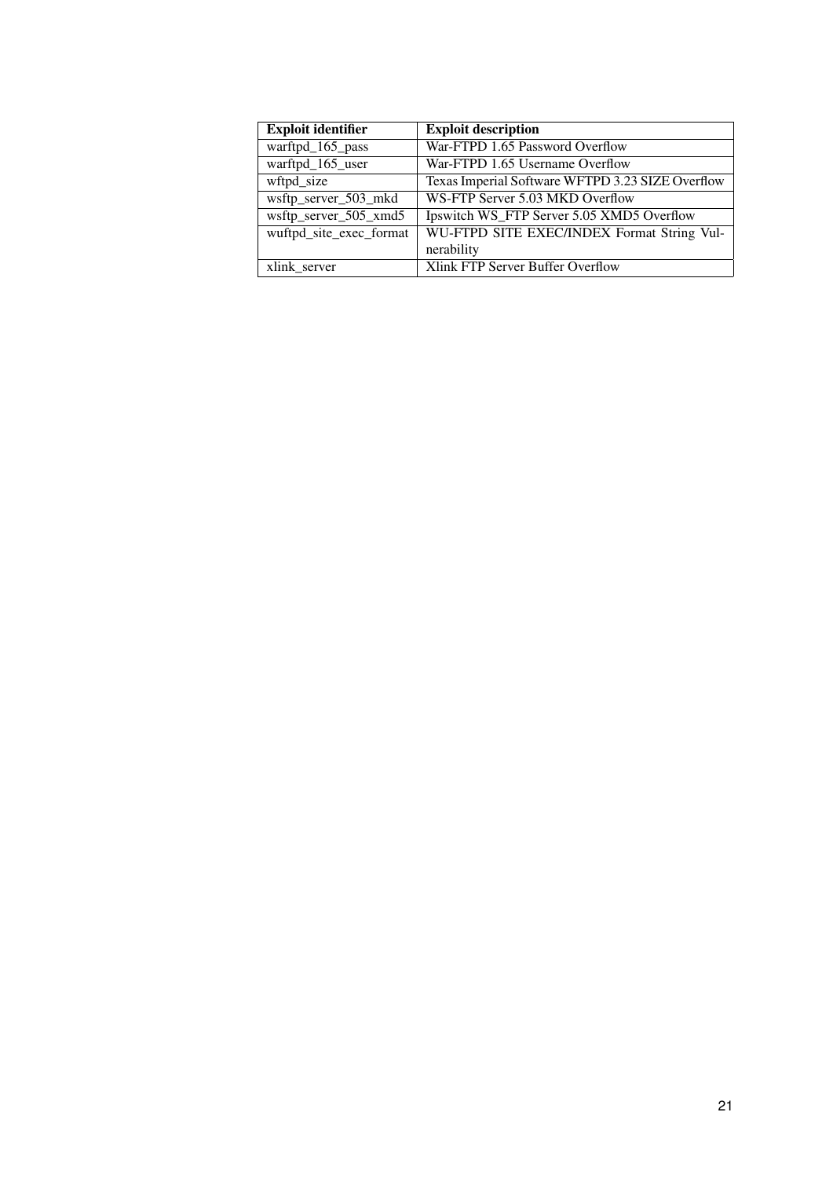| Exploit identifier | Exploit description |
|---|---|
| warftpd_165_pass | War-FTPD 1.65 Password Overflow |
| warftpd_165_user | War-FTPD 1.65 Username Overflow |
| wftpd_size | Texas Imperial Software WFTPD 3.23 SIZE Overflow |
| wsftp_server_503_mkd | WS-FTP Server 5.03 MKD Overflow |
| wsftp_server_505_xmd5 | Ipswitch WS_FTP Server 5.05 XMD5 Overflow |
| wuftpd_site_exec_format | WU-FTPD SITE EXEC/INDEX Format String Vulnerability |
| xlink_server | Xlink FTP Server Buffer Overflow |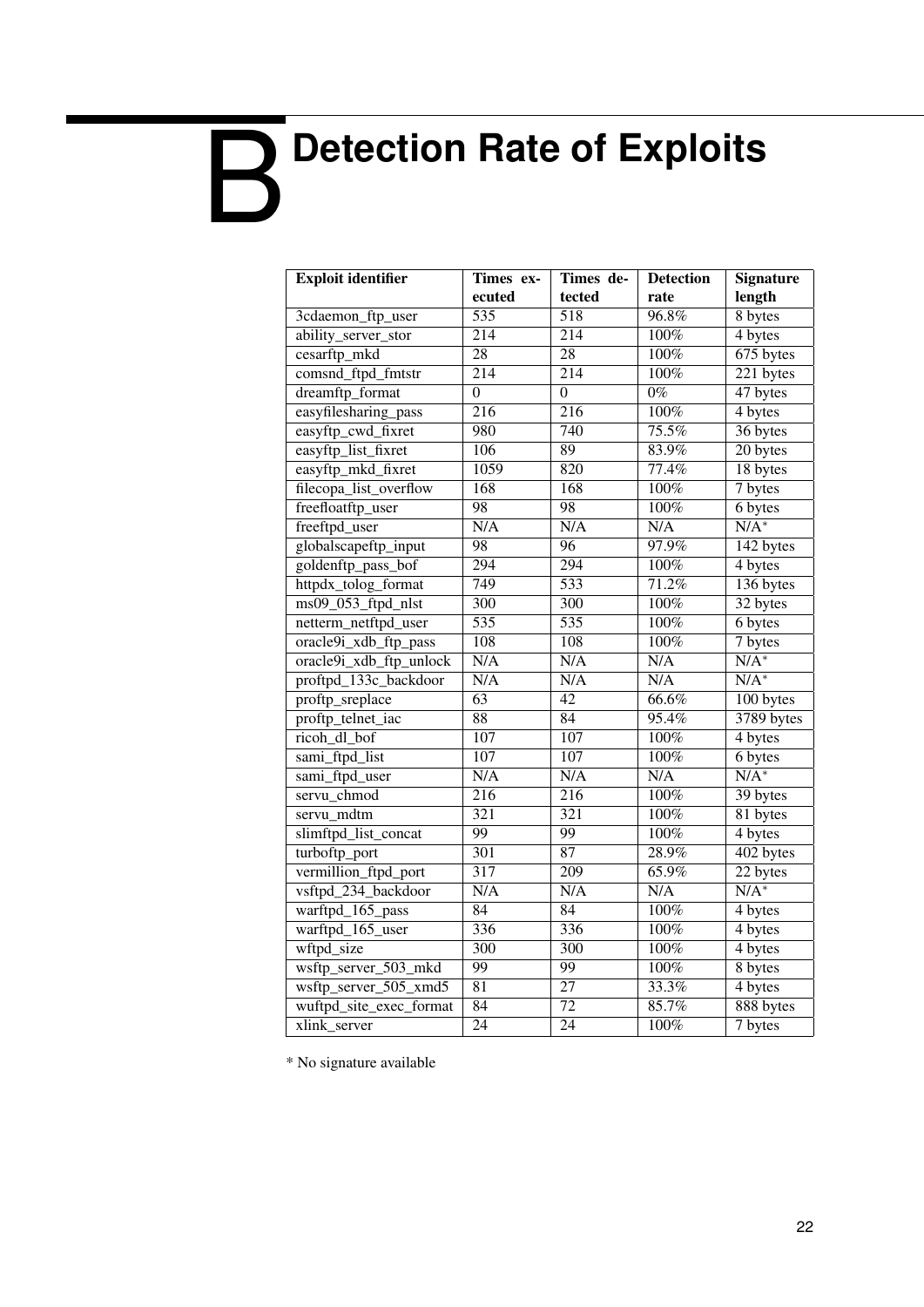# B Detection Rate of Exploits

| Exploit identifier | Times executed | Times detected | Detection rate | Signature length |
|---|---|---|---|---|
| 3cdaemon_ftp_user | 535 | 518 | 96.8% | 8 bytes |
| ability_server_stor | 214 | 214 | 100% | 4 bytes |
| cesarftp_mkd | 28 | 28 | 100% | 675 bytes |
| comsnd_ftpd_fmtstr | 214 | 214 | 100% | 221 bytes |
| dreamftp_format | 0 | 0 | 0% | 47 bytes |
| easyfilesharing_pass | 216 | 216 | 100% | 4 bytes |
| easyftp_cwd_fixret | 980 | 740 | 75.5% | 36 bytes |
| easyftp_list_fixret | 106 | 89 | 83.9% | 20 bytes |
| easyftp_mkd_fixret | 1059 | 820 | 77.4% | 18 bytes |
| filecopa_list_overflow | 168 | 168 | 100% | 7 bytes |
| freefloatftp_user | 98 | 98 | 100% | 6 bytes |
| freeftpd_user | N/A | N/A | N/A | N/A* |
| globalscapeftp_input | 98 | 96 | 97.9% | 142 bytes |
| goldenftp_pass_bof | 294 | 294 | 100% | 4 bytes |
| httpdx_tolog_format | 749 | 533 | 71.2% | 136 bytes |
| ms09_053_ftpd_nlst | 300 | 300 | 100% | 32 bytes |
| netterm_netftpd_user | 535 | 535 | 100% | 6 bytes |
| oracle9i_xdb_ftp_pass | 108 | 108 | 100% | 7 bytes |
| oracle9i_xdb_ftp_unlock | N/A | N/A | N/A | N/A* |
| proftpd_133c_backdoor | N/A | N/A | N/A | N/A* |
| proftp_sreplace | 63 | 42 | 66.6% | 100 bytes |
| proftp_telnet_iac | 88 | 84 | 95.4% | 3789 bytes |
| ricoh_dl_bof | 107 | 107 | 100% | 4 bytes |
| sami_ftpd_list | 107 | 107 | 100% | 6 bytes |
| sami_ftpd_user | N/A | N/A | N/A | N/A* |
| servu_chmod | 216 | 216 | 100% | 39 bytes |
| servu_mdtm | 321 | 321 | 100% | 81 bytes |
| slimftpd_list_concat | 99 | 99 | 100% | 4 bytes |
| turboftp_port | 301 | 87 | 28.9% | 402 bytes |
| vermillion_ftpd_port | 317 | 209 | 65.9% | 22 bytes |
| vsftpd_234_backdoor | N/A | N/A | N/A | N/A* |
| warftpd_165_pass | 84 | 84 | 100% | 4 bytes |
| warftpd_165_user | 336 | 336 | 100% | 4 bytes |
| wftpd_size | 300 | 300 | 100% | 4 bytes |
| wsftp_server_503_mkd | 99 | 99 | 100% | 8 bytes |
| wsftp_server_505_xmd5 | 81 | 27 | 33.3% | 4 bytes |
| wuftpd_site_exec_format | 84 | 72 | 85.7% | 888 bytes |
| xlink_server | 24 | 24 | 100% | 7 bytes |

* No signature available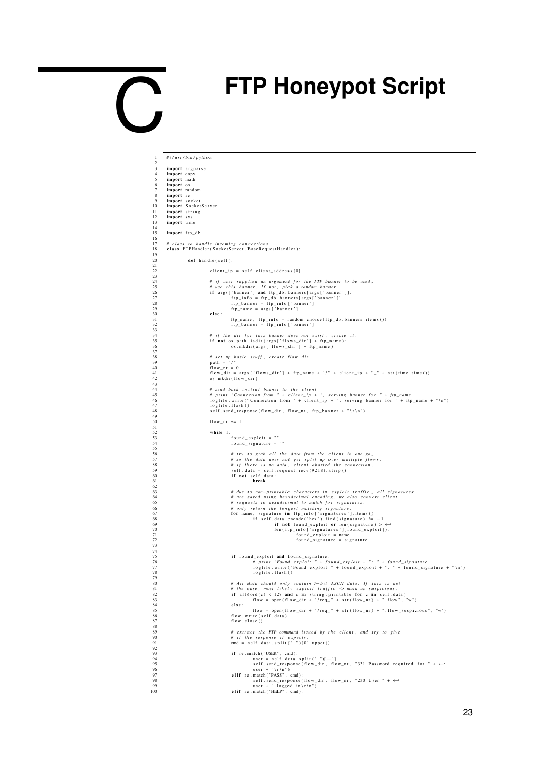# C FTP Honeypot Script

```python
#!/usr/bin/python

import argparse
import copy
import math
import os
import random
import re
import socket
import SocketServer
import string
import sys
import time

import ftp_db

# class to handle incoming connections
class FTPHandler(SocketServer.BaseRequestHandler):

        def handle(self):

                client_ip = self.client_address[0]

                # if user supplied an argument for the FTP banner to be used,
                # use this banner. If not, pick a random banner
                if args['banner'] and ftp_db.banners[args['banner']]:
                        ftp_info = ftp_db.banners[args['banner']]
                        ftp_banner = ftp_info['banner']
                        ftp_name = args['banner']
                else:
                        ftp_name, ftp_info = random.choice(ftp_db.banners.items())
                        ftp_banner = ftp_info['banner']

                # if the dir for this banner does not exist, create it.
                if not os.path.isdir(args['flows_dir'] + ftp_name):
                        os.mkdir(args['flows_dir'] + ftp_name)

                # set up basic stuff, create flow dir
                path = "/"
                flow_nr = 0
                flow_dir = args['flows_dir'] + ftp_name + "/" + client_ip + "_" + str(time.time())
                os.mkdir(flow_dir)

                # send back initial banner to the client
                # print "Connection from " + client_ip + ", serving banner for " + ftp_name
                logfile.write("Connection from " + client_ip + ", serving banner for " + ftp_name + "\n")
                logfile.flush()
                self.send_response(flow_dir, flow_nr, ftp_banner + "\r\n")

                flow_nr += 1

                while 1:
                        found_exploit = ""
                        found_signature = ""

                        # try to grab all the data from the client in one go,
                        # so the data does not get split up over multiple flows.
                        # if there is no data, client aborted the connection.
                        self.data = self.request.recv(9218).strip()
                        if not self.data:
                                break

                        # due to non-printable characters in exploit traffic, all signatures
                        # are saved using hexadecimal encoding. we also convert client
                        # requests to hexadecimal to match for signatures.
                        # only return the longest matching signature.
                        for name, signature in ftp_info['signatures'].items():
                                if self.data.encode("hex").find(signature) != -1:
                                        if not found_exploit or len(signature) > ↩
                                        len(ftp_info['signatures'][found_exploit]):
                                                found_exploit = name
                                                found_signature = signature


                        if found_exploit and found_signature:
                                # print "Found exploit " + found_exploit + ": " + found_signature
                                logfile.write("Found exploit " + found_exploit + ": " + found_signature + "\n")
                                logfile.flush()

                        # All data should only contain 7-bit ASCII data. If this is not
                        # the case, most likely exploit traffic => mark as suspicious.
                        if all(ord(c) < 127 and c in string.printable for c in self.data):
                                flow = open(flow_dir + "/req_" + str(flow_nr) + ".flow", "w")
                        else:
                                flow = open(flow_dir + "/req_" + str(flow_nr) + ".flow_suspicious", "w")
                        flow.write(self.data)
                        flow.close()

                        # extract the FTP command issued by the client, and try to give
                        # it the response it expects.
                        cmd = self.data.split(" ")[0].upper()

                        if re.match("USER", cmd):
                                user = self.data.split(" ")[-1]
                                self.send_response(flow_dir, flow_nr, "331 Password required for " + ↩
                                user + "\r\n")
                        elif re.match("PASS", cmd):
                                self.send_response(flow_dir, flow_nr, "230 User " + ↩
                                user + " logged in\r\n")
                        elif re.match("HELP", cmd):
```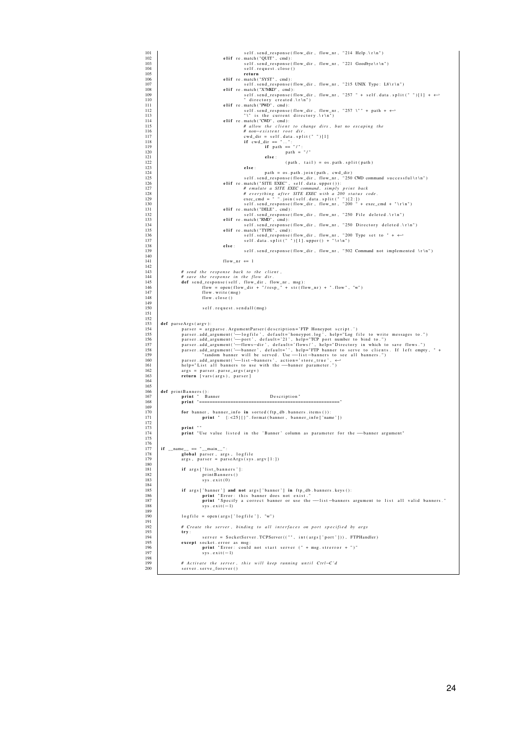```
101                                 self.send_response(flow_dir, flow_nr, "214 Help.\r\n")
102                         elif re.match("QUIT", cmd):
103                                 self.send_response(flow_dir, flow_nr, "221 Goodbye\r\n")
104                                 self.request.close()
105                                 return
106                         elif re.match("SYST", cmd):
107                                 self.send_response(flow_dir, flow_nr, "215 UNIX Type: L8\r\n")
108                         elif re.match("X?MKD", cmd):
109                                 self.send_response(flow_dir, flow_nr, "257 " + self.data.split(" ")[1] + ↩
110                                 " directory created.\r\n")
111                         elif re.match("PWD", cmd):
112                                 self.send_response(flow_dir, flow_nr, "257 \"" + path + ↩
113                                 "\" is the current directory.\r\n")
114                         elif re.match("CWD", cmd):
115                                 # allow the client to change dirs, but no escaping the
116                                 # non-existent root dir.
117                                 cwd_dir = self.data.split(" ")[1]
118                                 if cwd_dir == "..":
119                                         if path == "/":
120                                                 path = "/"
121                                         else:
122                                                 (path, tail) = os.path.split(path)
123                                 else:
124                                         path = os.path.join(path, cwd_dir)
125                                 self.send_response(flow_dir, flow_nr, "250 CWD command successful\r\n")
126                         elif re.match("SITE EXEC", self.data.upper()):
127                                 # emulate a SITE EXEC command, simply print back
128                                 # everything after SITE EXEC with a 200 status code.
129                                 exec_cmd = " ".join(self.data.split(" ")[2:])
130                                 self.send_response(flow_dir, flow_nr, "200 " + exec_cmd + "\r\n")
131                         elif re.match("DELE", cmd):
132                                 self.send_response(flow_dir, flow_nr, "250 File deleted.\r\n")
133                         elif re.match("RMD", cmd):
134                                 self.send_response(flow_dir, flow_nr, "250 Directory deleted.\r\n")
135                         elif re.match("TYPE", cmd):
136                                 self.send_response(flow_dir, flow_nr, "200 Type set to " + ↩
137                                 self.data.split(" ")[1].upper() + "\r\n")
138                         else:
139                                 self.send_response(flow_dir, flow_nr, "502 Command not implemented \r\n")
140
141                         flow_nr += 1
142
143         # send the response back to the client,
144         # save the response in the flow dir.
145         def send_response(self, flow_dir, flow_nr, msg):
146                 flow = open(flow_dir + "/resp_" + str(flow_nr) + ".flow", "w")
147                 flow.write(msg)
148                 flow.close()
149
150                 self.request.sendall(msg)
151
152
153 def parseArgs(argv):
154         parser = argparse.ArgumentParser(description='FTP Honeypot script.')
155         parser.add_argument('--logfile', default='honeypot.log', help="Log file to write messages to.")
156         parser.add_argument('--port', default='21', help="TCP port number to bind to.")
157         parser.add_argument('--flows-dir', default='flows/', help="Directory in which to save flows.")
158         parser.add_argument('--banner', default='', help="FTP banner to serve to clients. If left empty, " +
159                 "random banner will be served. Use --list-banners to see all banners.")
160         parser.add_argument('--list-banners', action='store_true', ↩
161         help="List all banners to use with the --banner parameter.")
162         args = parser.parse_args(argv)
163         return [vars(args), parser]
164
165
166 def printBanners():
167         print "  Banner                         Description"
168         print "======================================================="
169
170         for banner, banner_info in sorted(ftp_db.banners.items()):
171                 print "  {:<25}{}".format(banner, banner_info['name'])
172
173         print ""
174         print "Use value listed in the 'Banner' column as parameter for the --banner argument"
175
176
177 if __name__ == "__main__":
178         global parser, args, logfile
179         args, parser = parseArgs(sys.argv[1:])
180
181         if args['list_banners']:
182                 printBanners()
183                 sys.exit(0)
184
185         if args['banner'] and not args['banner'] in ftp_db.banners.keys():
186                 print "Error: this banner does not exist."
187                 print "Specify a correct banner or use the --list-banners argument to list all valid banners."
188                 sys.exit(-1)
189
190         logfile = open(args['logfile'], "w")
191
192         # Create the server, binding to all interfaces on port specified by args
193         try:
194                 server = SocketServer.TCPServer(("", int(args['port'])), FTPHandler)
195         except socket.error as msg:
196                 print "Error: could not start server (" + msg.strerror + ")"
197                 sys.exit(-1)
198
199         # Activate the server, this will keep running until Ctrl-C'd
200         server.serve_forever()
```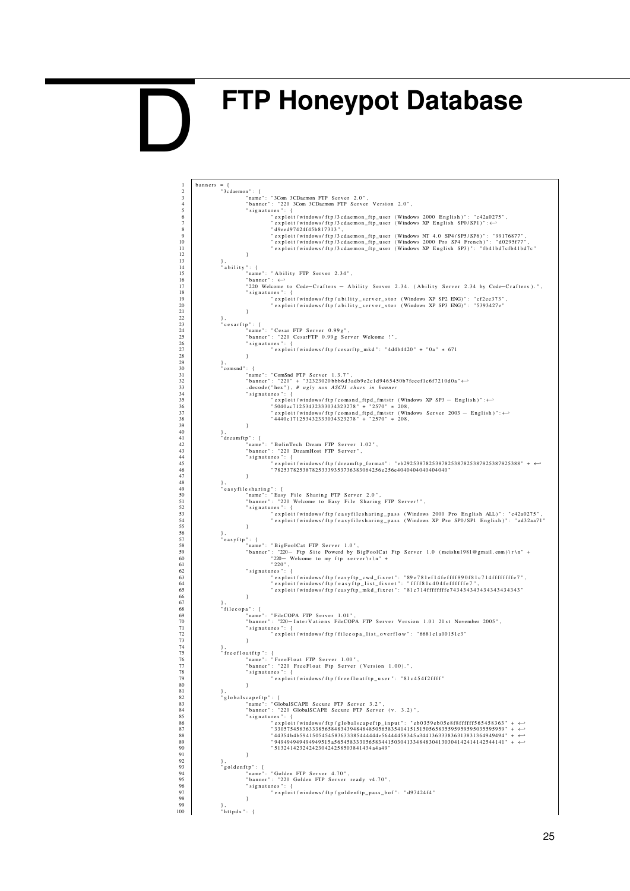# D FTP Honeypot Database

```
banners = {
        "3cdaemon": {
                "name": "3Com 3CDaemon FTP Server 2.0",
                "banner": "220 3Com 3CDaemon FTP Server Version 2.0",
                "signatures": {
                        "exploit/windows/ftp/3cdaemon_ftp_user (Windows 2000 English)": "c42a0275",
                        "exploit/windows/ftp/3cdaemon_ftp_user (Windows XP English SP0/SP1)": ↩
                        "d9eed97424f45b817313",
                        "exploit/windows/ftp/3cdaemon_ftp_user (Windows NT 4.0 SP4/SP5/SP6)": "99176877",
                        "exploit/windows/ftp/3cdaemon_ftp_user (Windows 2000 Pro SP4 French)": "d0295f77",
                        "exploit/windows/ftp/3cdaemon_ftp_user (Windows XP English SP3)": "fb41bd7cfb41bd7c"
                }
        },
        "ability": {
                "name": "Ability FTP Server 2.34",
                "banner": ↩
                "220 Welcome to Code-Crafters - Ability Server 2.34. (Ability Server 2.34 by Code-Crafters).",
                "signatures": {
                        "exploit/windows/ftp/ability_server_stor (Windows XP SP2 ENG)": "cf2ee373",
                        "exploit/windows/ftp/ability_server_stor (Windows XP SP3 ENG)": "5393427e"
                }
        },
        "cesarftp": {
                "name": "Cesar FTP Server 0.99g",
                "banner": "220 CesarFTP 0.99g Server Welcome !",
                "signatures": {
                        "exploit/windows/ftp/cesarftp_mkd": "4d4b4420" + "0a" * 671
                }
        },
        "comsnd": {
                "name": "ComSnd FTP Server 1.3.7",
                "banner": "220" + "32323020bbb6d3adb9e2c1d9465450b7fecef1c6f7210d0a"↩
                .decode("hex"), # ugly non ASCII chars in banner
                "signatures": {
                        "exploit/windows/ftp/comsnd_ftpd_fmtstr (Windows XP SP3 - English)":↩
                        "5040ac712534323330343232278" + "2570" * 208,
                        "exploit/windows/ftp/comsnd_ftpd_fmtstr (Windows Server 2003 - English)":↩
                        "4440c1712534323330343232278" + "2570" * 208,
                }
        },
        "dreamftp": {
                "name": "BolinTech Dream FTP Server 1.02",
                "banner": "220 DreamHost FTP Server",
                "signatures": {
                        "exploit/windows/ftp/dreamftp_format": "eb29253878253878253878253878253878253878825388" + ↩
                        "7825378253878253339353736383064256e256e4040404040404040"
                }
        },
        "easyfilesharing": {
                "name": "Easy File Sharing FTP Server 2.0",
                "banner": "220 Welcome to Easy File Sharing FTP Server!",
                "signatures": {
                        "exploit/windows/ftp/easyfilesharing_pass (Windows 2000 Pro English ALL)": "c42a0275",
                        "exploit/windows/ftp/easyfilesharing_pass (Windows XP Pro SP0/SP1 English)": "ad32aa71"
                }
        },
        "easyftp": {
                "name": "BigFoolCat FTP Server 1.0",
                "banner": "220- Ftp Site Powerd by BigFoolCat Ftp Server 1.0 (meishu1981@gmail.com)\r\n" +
                        "220- Welcome to my ftp server\r\n" +
                        "220",
                "signatures": {
                        "exploit/windows/ftp/easyftp_cwd_fixret": "89e781ef14feffff890f81c714ffffffffe7",
                        "exploit/windows/ftp/easyftp_list_fixret": "ffff81c404fefffffe7",
                        "exploit/windows/ftp/easyftp_mkd_fixret": "81c714ffffffffe74343434343434343434343"
                }
        },
        "filecopa": {
                "name": "FileCOPA FTP Server 1.01",
                "banner": "220-InterVations FileCOPA FTP Server Version 1.01 21st November 2005",
                "signatures": {
                        "exploit/windows/ftp/filecopa_list_overflow": "6681c1a00151c3"
                }
        },
        "freefloatftp": {
                "name": "FreeFloat FTP Server 1.00",
                "banner": "220 FreeFloat Ftp Server (Version 1.00).",
                "signatures": {
                        "exploit/windows/ftp/freefloatftp_user": "81c454f2ffff"
                }
        },
        "globalscapeftp": {
                "name": "GlobalSCAPE Secure FTP Server 3.2",
                "banner": "220 GlobalSCAPE Secure FTP Server (v. 3.2)",
                "signatures": {
                        "exploit/windows/ftp/globalscapeftp_input": "eb0359eb05e8f8ffffff565458363" + ↩
                        "3305754583633385658483439484848505658354141515150565835595959595035595959" + ↩
                        "44354b4b59415054545836333385444444e56444458345a34413633338363138313649494949" + ↩
                        "949494949494949515a56545833305658344150304133484830413030414241414254414l" + ↩
                        "5132414232424230424258503841434a4a49"
                }
        },
        "goldenftp": {
                "name": "Golden FTP Server 4.70",
                "banner": "220 Golden FTP Server ready v4.70",
                "signatures": {
                        "exploit/windows/ftp/goldenftp_pass_bof": "d97424f4"
                }
        },
        "httpdx": {
```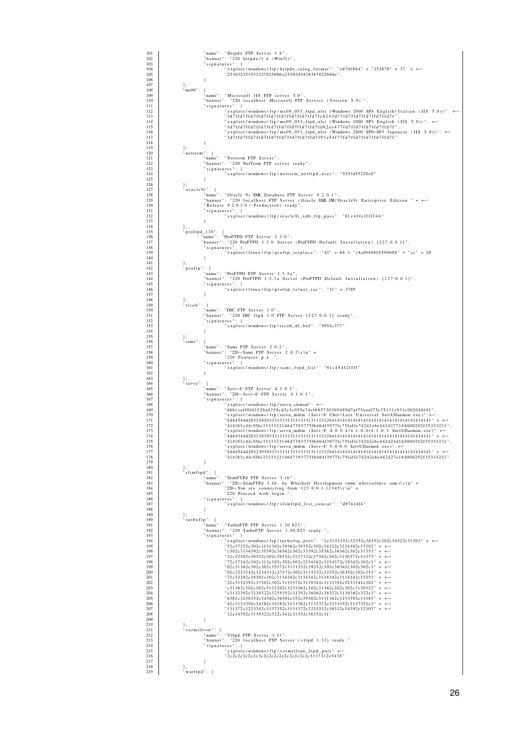```
101                 "name": "Httpdx FTP Server 1.4",
102                 "banner": "220 httpdx/1.4 (Win32)",
103                 "signatures": {
104                     "exploit/windows/ftp/httpdx_tolog_format": "e870f864" + "253878" * 37 + ↩
105                     "25303235353237825686e2530343838387825686e",
106                 }
107         },
108         "ms09": {
109                 "name": "Microsoft IIS FTP server 5.0",
110                 "banner": "220 localhost Microsoft FTP Service (Version 5.0).",
111                 "signatures": {
112                     "exploit/windows/ftp/ms09_053_ftpd_nlst (Windows 2000 SP4 English/Italian (IIS 5.0))": ↩
113                     "fd7ffd7ffd7ffd7ffd7ffd7ffd7ffd7feb243d77fd7ffd7ffd7ffd7ffd7f",
114                     "exploit/windows/ftp/ms09_053_ftpd_nlst (Windows 2000 SP3 English (IIS 5.0))": ↩
115                     "fd7ffd7ffd7ffd7ffd7ffd7ffd7ffd7ffd82ee477fd7ffd7ffd7ffd7ffd7f",
116                     "exploit/windows/ftp/ms09_053_ftpd_nlst (Windows 2000 SP0-SP3 Japanese (IIS 5.0))": ↩
117                     "fd7ffd7ffd7ffd7ffd7ffd7ffd7ffd7ffd7f93a54f77fd7ffd7ffd7ffd7ffd7f"
118                 }
119         },
120         "netterm": {
121                 "name": "Netterm FTP Server",
122                 "banner": "220 NetTerm FTP server ready",
123                 "signatures": {
124                     "exploit/windows/ftp/netterm_netftpd_user": "5553455220c0"
125                 }
126         },
127         "oracle9i": {
128                 "name": "Oracle 9i XML Database FTP Server 9.2.0.1",
129                 "banner": "220 localhost FTP Server (Oracle XML DB/Oracle9i Enterprise Edition " + ↩
130                 "Release 9.2.0.1.0 - Production) ready",
131                 "signatures": {
132                     "exploit/windows/ftp/oracle9i_xdb_ftp_pass": "81c4ffefffff44"
133                 }
134         },
135         "proftpd_130": {
136                "name": "ProFTPD FTP Server 1.3.0",
137                "banner": "220 ProFTPD 1.3.0 Server (ProFTPD Default Installation) [127.0.0.1]",
138                 "signatures": {
139                     "exploit/linux/ftp/proftp_sreplace": "42" * 64 + "c8af0408f4590b08" + "cc" * 28
140                 }
141         },
142         "proftp": {
143                 "name": "ProFTPD FTP Server 1.3.3a",
144                 "banner": "220 ProFTPD 1.3.3a Server (ProFTPD Default Installation) [127.0.0.1]",
145                 "signatures": {
146                     "exploit/linux/ftp/proftp_telnet_iac": "ff" * 3789
147                 }
148         },
149         "ricoh": {
150                 "name": "DSC FTP Server 1.0",
151                 "banner": "220 DSC ftpd 1.0 FTP Server [127.0.0.1] ready",
152                 "signatures": {
153                     "exploit/windows/ftp/ricoh_dl_bof": "5954c377"
154                 }
155         },
156         "sami": {
157                 "name": "Sami FTP Server 2.0.2",
158                 "banner": "220-Sami FTP Server 2.0.2\r\n" +
159                 "220 Features p a .",
160                 "signatures": {
161                     "exploit/windows/ftp/sami_ftpd_list": "81c454f2ffff"
162                 }
163         },
164         "servu": {
165                 "name": "Serv-U FTP Server 4.1.0.3",
166                 "banner": "220-Serv-U FTP Server 4.1.0.3",
167                 "signatures": {
168                     "exploit/windows/ftp/servu_chmod": ↩
169                     "6681caff0f42526a0258cd2e3c055a74efb85730305489d7af75eaaf75e75131c931c002040f41",
170                     "exploit/windows/ftp/servu_mdtm (Serv-U Uber-Leet Universal ServUDaemon.exe)": ↩
171                     "4d44544d20323030333131313131313131312b41414141414141414141414141414141" + ↩
172                     "414183c4fc5fbe333332314647393775fb464f3977fc75faffe74242ebe4424277184000202f35333231",
173                     "exploit/windows/ftp/servu_mdtm (Serv-U 4.0.0.4/4.1.0.0/4.1.0.3 ServUDaemon.exe)": ↩
174                     "4d44544d20323030333131313131313131312b41414141414141414141414141414141" + ↩
175                     "414183c4fc5fbe333332314647393775fb464f3977fc75faffe74242ebe442424d164000202f35333231",
176                     "exploit/windows/ftp/servu_mdtm (Serv-U 5.0.0.0 ServUDaemon.exe)": ↩
177                     "4d44544d20323030333131313131313131312b41414141414141414141414141414141" + ↩
178                     "414183c4fc5fbe333332314647393775fb464f3977fc75faffe74242ebe442427e164000202f35333231"
179                 }
180         },
181         "slimftpd": {
182                 "name": "SlimFTPd FTP Server 3.16",
183                 "banner": "220-SlimFTPd 3.16, by WhitSoft Development (www.whitsoftdev.com)\r\n" +
184                 "220-You are connecting from 127.0.0.1:12345\r\n" +
185                 "220 Proceed with login.",
186                 "signatures": {
187                     "exploit/windows/ftp/slimftpd_list_concat": "d97424f4"
188                 }
189         },
190         "turboftp": {
191                 "name": "TurboFTP FTP Server 1.30.823",
192                 "banner": "220 TurboFTP Server 1.30.823 ready.",
193                 "signatures": {
194                     "exploit/windows/ftp/turboftp_port": "2c3133332c32352c36352c302c34322c31303" + ↩
195                     "52c37352c302c3131362c39362c39352c302c34322c3234382c37302" + ↩
196                     "c302c3134392c35392c36362c302c33392c35382c36362c302c31353" + ↩
197                     "32c32382c39332c302c39332c3137332c37362c302c3130372c31373" + ↩
198                     "72c37342c302c312c302c302c302c3234362c3234372c39342c302c3" + ↩
199                     "02c31362c302c302c35372c3131332c39332c302c36342c302c302c3" + ↩
200                     "02c3232342c3234312c37372c302c3133332c32352c36352c302c353" + ↩
201                     "72c33382c38302c302c3134342c3134342c3134342c31353" + ↩
202                     "22c3132392c37302c302c3133372c3139342c3132392c3233342c302" + ↩
203                     "c31362c302c302c3132392c3233362c302c31362c302c302c3130322" + ↩
204                     "c3132392c3230322c3235352c31352c36362c38322c3130362c322c3" + ↩
205                     "8382c3230352c34362c36302c352c39302c3131362c3233392c31383" + ↩
206                     "42c3131392c34382c34382c3131362c3133372c3231352c3137352c3" + ↩
207                     "131372c3233342c3137352c3131372c3233312c38312c34392c32303" + ↩
208                     "12c34392c3139322c322c342c31352c36352c31"
209                 }
210         },
211         "vermillion": {
212                 "name": "Vftpd FTP Server 1.31",
213                 "banner": "220 localhost FTP Server (vftpd 1.31) ready.",
214                 "signatures": {
215                     "exploit/windows/ftp/vermillion_ftpd_port": ↩
216                     "2c2c2c2c2c2c2c2c2c2c2c2c2c2c2c2c2c3137312c3438"
217                 }
218         },
219         "warftpd": {
```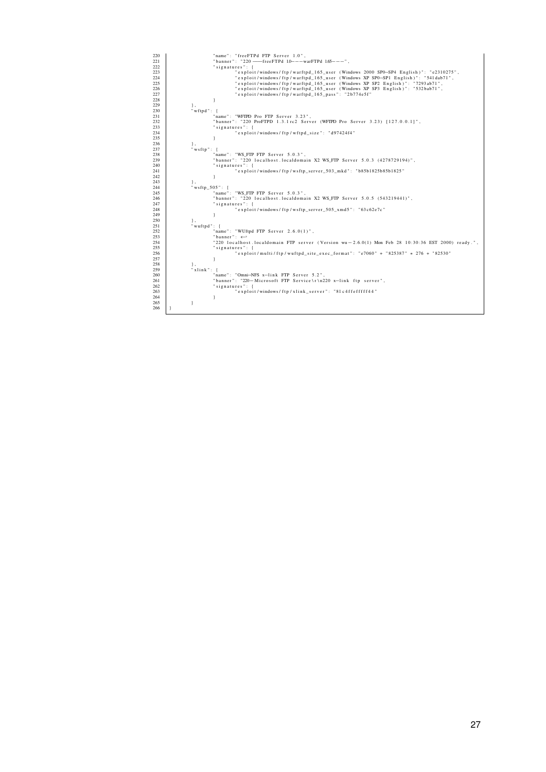```
220                     "name": "freeFTPd FTP Server 1.0",
221                     "banner": "220 ——freeFTPd 1.0———warFTPd 1.65———",
222                     "signatures": {
223                             "exploit/windows/ftp/warftpd_165_user (Windows 2000 SP0-SP4 English)": "e2310275",
224                             "exploit/windows/ftp/warftpd_165_user (Windows XP SP0-SP1 English)": "541dab71",
225                             "exploit/windows/ftp/warftpd_165_user (Windows XP SP2 English)": "7293ab71",
226                             "exploit/windows/ftp/warftpd_165_user (Windows XP SP3 English)": "532bab71",
227                             "exploit/windows/ftp/warftpd_165_pass": "2b774e5f"
228                     }
229             },
230             "wftpd": {
231                     "name": "WFTPD Pro FTP Server 3.23",
232                     "banner": "220 ProFTPD 1.3.1rc2 Server (WFTPD Pro Server 3.23) [127.0.0.1]",
233                     "signatures": {
234                             "exploit/windows/ftp/wftpd_size": "d97424f4"
235                     }
236             },
237             "wsftp": {
238                     "name": "WS_FTP FTP Server 5.0.3",
239                     "banner": "220 localhost.localdomain X2 WS_FTP Server 5.0.3 (4278729194)",
240                     "signatures": {
241                             "exploit/windows/ftp/wsftp_server_503_mkd": "b85b1825b85b1825"
242                     }
243             },
244             "wsftp_505": {
245                     "name": "WS_FTP FTP Server 5.0.3",
246                     "banner": "220 localhost.localdomain X2 WS_FTP Server 5.0.5 (543219441)",
247                     "signatures": {
248                             "exploit/windows/ftp/wsftp_server_505_xmd5": "63c62e7c"
249                     }
250             },
251             "wuftpd": {
252                     "name": "WUftpd FTP Server 2.6.0(1)",
253                     "banner": ↩
254                     "220 localhost.localdomain FTP server (Version wu-2.6.0(1) Mon Feb 28 10:30:36 EST 2000) ready.",
255                     "signatures": {
256                             "exploit/multi/ftp/wuftpd_site_exec_format": "e7060" + "825387" * 276 + "82530"
257                     }
258             },
259             "xlink": {
260                     "name": "Omni-NFS x-link FTP Server 5.2",
261                     "banner": "220-Microsoft FTP Service\r\n220 x-link ftp server",
262                     "signatures": {
263                             "exploit/windows/ftp/xlink_server": "81c4ffeffffff44"
264                     }
265             }
266     }
```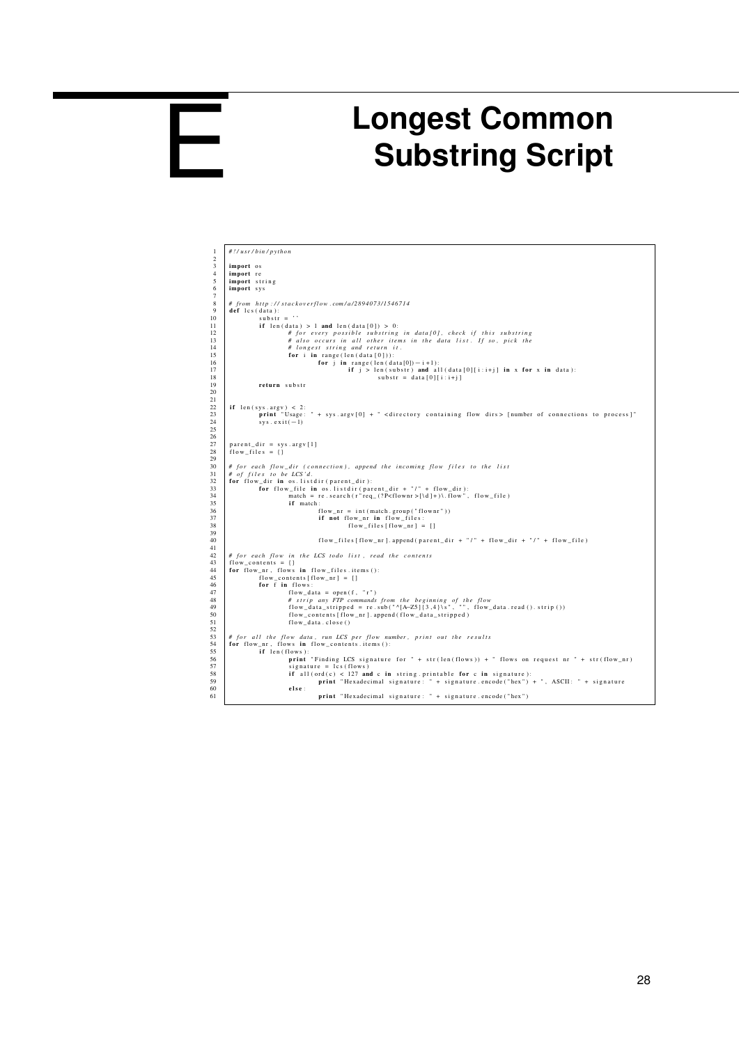# E Longest Common Substring Script

```python
#!/usr/bin/python

import os
import re
import string
import sys

# from http://stackoverflow.com/a/2894073/1546714
def lcs(data):
	substr = ''
	if len(data) > 1 and len(data[0]) > 0:
		# for every possible substring in data[0], check if this substring
		# also occurs in all other items in the data list. If so, pick the
		# longest string and return it.
		for i in range(len(data[0])):
			for j in range(len(data[0])-i+1):
				if j > len(substr) and all(data[0][i:i+j] in x for x in data):
					substr = data[0][i:i+j]
	return substr


if len(sys.argv) < 2:
	print "Usage: " + sys.argv[0] + " <directory containing flow dirs> [number of connections to process]"
	sys.exit(-1)


parent_dir = sys.argv[1]
flow_files = {}

# for each flow_dir (connection), append the incoming flow files to the list
# of files to be LCS'd.
for flow_dir in os.listdir(parent_dir):
	for flow_file in os.listdir(parent_dir + "/" + flow_dir):
		match = re.search(r"req_(?P<flownr>[\d]+)\.flow", flow_file)
		if match:
			flow_nr = int(match.group("flownr"))
			if not flow_nr in flow_files:
				flow_files[flow_nr] = []

			flow_files[flow_nr].append(parent_dir + "/" + flow_dir + "/" + flow_file)

# for each flow in the LCS todo list, read the contents
flow_contents = {}
for flow_nr, flows in flow_files.items():
	flow_contents[flow_nr] = []
	for f in flows:
		flow_data = open(f, "r")
		# strip any FTP commands from the beginning of the flow
		flow_data_stripped = re.sub("^[A-Z5]{3,4}\s", "", flow_data.read().strip())
		flow_contents[flow_nr].append(flow_data_stripped)
		flow_data.close()

# for all the flow data, run LCS per flow number, print out the results
for flow_nr, flows in flow_contents.items():
	if len(flows):
		print "Finding LCS signature for " + str(len(flows)) + " flows on request nr " + str(flow_nr)
		signature = lcs(flows)
		if all(ord(c) < 127 and c in string.printable for c in signature):
			print "Hexadecimal signature: " + signature.encode("hex") + ", ASCII: " + signature
		else:
			print "Hexadecimal signature: " + signature.encode("hex")
```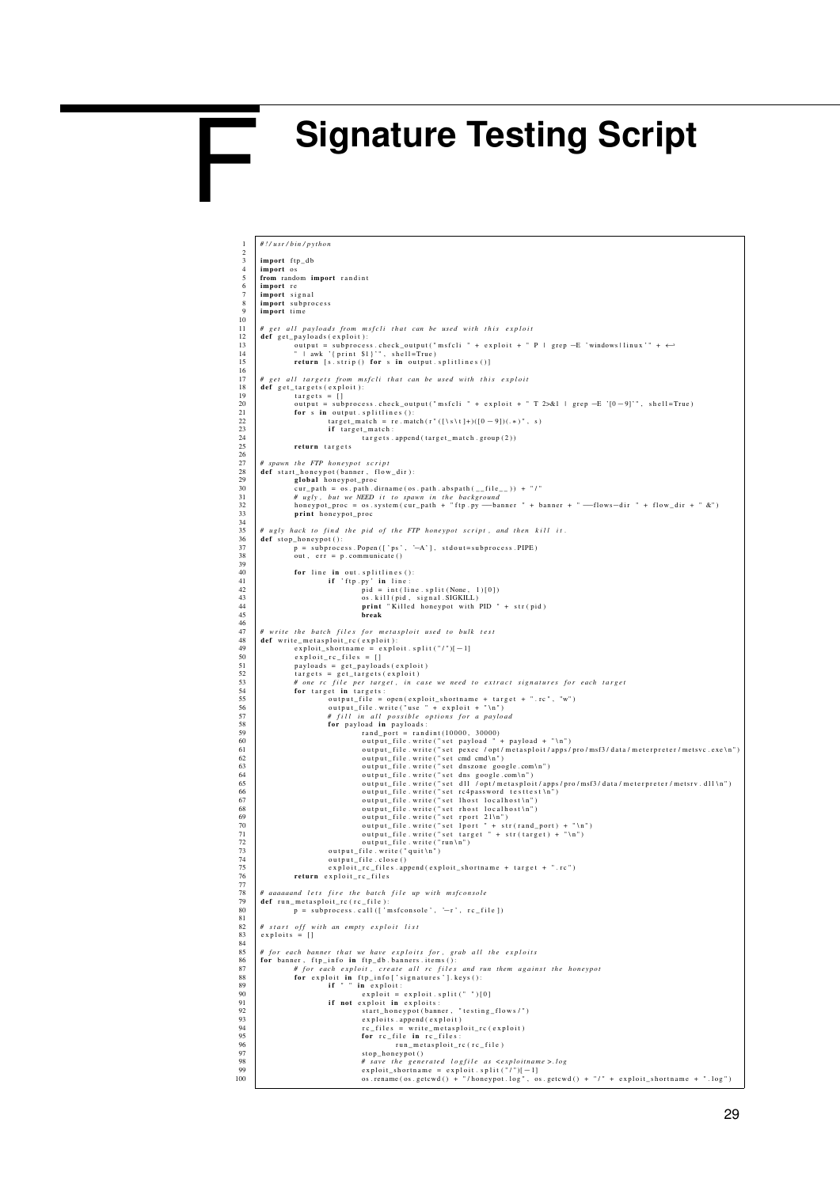# F Signature Testing Script

```
#!/usr/bin/python

import ftp_db
import os
from random import randint
import re
import signal
import subprocess
import time

# get all payloads from msfcli that can be used with this exploit
def get_payloads(exploit):
        output = subprocess.check_output("msfcli " + exploit + " P | grep -E 'windows|linux'" + ↩
        " | awk '{print $1}'", shell=True)
        return [s.strip() for s in output.splitlines()]

# get all targets from msfcli that can be used with this exploit
def get_targets(exploit):
        targets = []
        output = subprocess.check_output("msfcli " + exploit + " T 2>&1 | grep -E '[0-9]'", shell=True)
        for s in output.splitlines():
                target_match = re.match(r"([\s\t]+)([0-9])(.*)", s)
                if target_match:
                        targets.append(target_match.group(2))
        return targets

# spawn the FTP honeypot script
def start_honeypot(banner, flow_dir):
        global honeypot_proc
        cur_path = os.path.dirname(os.path.abspath(__file__)) + "/"
        # ugly, but we NEED it to spawn in the background
        honeypot_proc = os.system(cur_path + "ftp.py --banner " + banner + " --flows-dir " + flow_dir + " &")
        print honeypot_proc

# ugly hack to find the pid of the FTP honeypot script, and then kill it.
def stop_honeypot():
        p = subprocess.Popen(['ps', '-A'], stdout=subprocess.PIPE)
        out, err = p.communicate()

        for line in out.splitlines():
                if 'ftp.py' in line:
                        pid = int(line.split(None, 1)[0])
                        os.kill(pid, signal.SIGKILL)
                        print "Killed honeypot with PID " + str(pid)
                        break

# write the batch files for metasploit used to bulk test
def write_metasploit_rc(exploit):
        exploit_shortname = exploit.split("/")[-1]
        exploit_rc_files = []
        payloads = get_payloads(exploit)
        targets = get_targets(exploit)
        # one rc file per target, in case we need to extract signatures for each target
        for target in targets:
                output_file = open(exploit_shortname + target + ".rc", "w")
                output_file.write("use " + exploit + "\n")
                # fill in all possible options for a payload
                for payload in payloads:
                        rand_port = randint(10000, 30000)
                        output_file.write("set payload " + payload + "\n")
                        output_file.write("set pexec /opt/metasploit/apps/pro/msf3/data/meterpreter/metsvc.exe\n")
                        output_file.write("set cmd cmd\n")
                        output_file.write("set dnszone google.com\n")
                        output_file.write("set dns google.com\n")
                        output_file.write("set dll /opt/metasploit/apps/pro/msf3/data/meterpreter/metsrv.dll\n")
                        output_file.write("set rc4password testtest\n")
                        output_file.write("set lhost localhost\n")
                        output_file.write("set rhost localhost\n")
                        output_file.write("set rport 21\n")
                        output_file.write("set lport " + str(rand_port) + "\n")
                        output_file.write("set target " + str(target) + "\n")
                        output_file.write("run\n")
                output_file.write("quit\n")
                output_file.close()
                exploit_rc_files.append(exploit_shortname + target + ".rc")
        return exploit_rc_files

# aaaaaand lets fire the batch file up with msfconsole
def run_metasploit_rc(rc_file):
        p = subprocess.call(['msfconsole', '-r', rc_file])

# start off with an empty exploit list
exploits = []

# for each banner that we have exploits for, grab all the exploits
for banner, ftp_info in ftp_db.banners.items():
        # for each exploit, create all rc files and run them against the honeypot
        for exploit in ftp_info['signatures'].keys():
                if " " in exploit:
                        exploit = exploit.split(" ")[0]
                if not exploit in exploits:
                        start_honeypot(banner, "testing_flows/")
                        exploits.append(exploit)
                        rc_files = write_metasploit_rc(exploit)
                        for rc_file in rc_files:
                                run_metasploit_rc(rc_file)
                        stop_honeypot()
                        # save the generated logfile as <exploitname>.log
                        exploit_shortname = exploit.split("/")[-1]
                        os.rename(os.getcwd() + "/honeypot.log", os.getcwd() + "/" + exploit_shortname + ".log")
```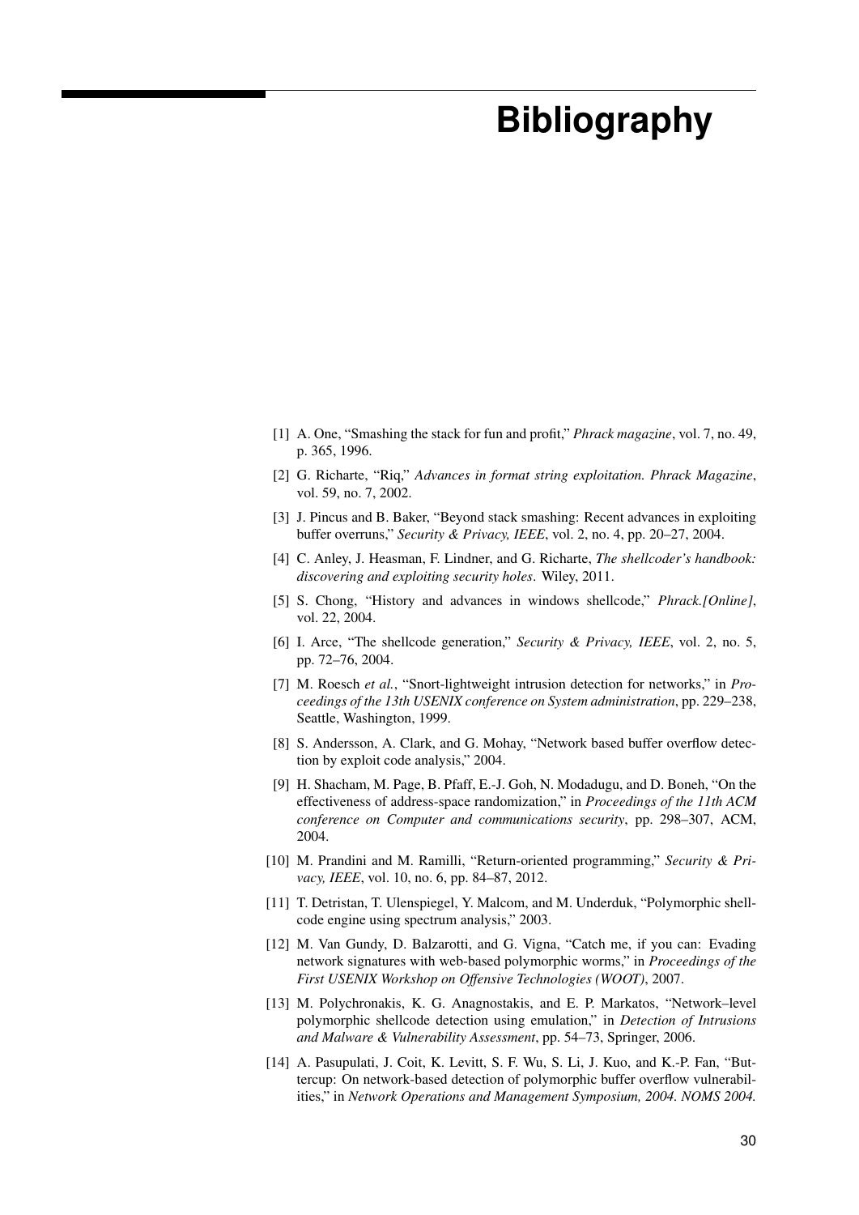# Bibliography

[1] A. One, "Smashing the stack for fun and profit," *Phrack magazine*, vol. 7, no. 49, p. 365, 1996.

[2] G. Richarte, "Riq," *Advances in format string exploitation. Phrack Magazine*, vol. 59, no. 7, 2002.

[3] J. Pincus and B. Baker, "Beyond stack smashing: Recent advances in exploiting buffer overruns," *Security & Privacy, IEEE*, vol. 2, no. 4, pp. 20–27, 2004.

[4] C. Anley, J. Heasman, F. Lindner, and G. Richarte, *The shellcoder's handbook: discovering and exploiting security holes*. Wiley, 2011.

[5] S. Chong, "History and advances in windows shellcode," *Phrack.[Online]*, vol. 22, 2004.

[6] I. Arce, "The shellcode generation," *Security & Privacy, IEEE*, vol. 2, no. 5, pp. 72–76, 2004.

[7] M. Roesch *et al.*, "Snort-lightweight intrusion detection for networks," in *Proceedings of the 13th USENIX conference on System administration*, pp. 229–238, Seattle, Washington, 1999.

[8] S. Andersson, A. Clark, and G. Mohay, "Network based buffer overflow detection by exploit code analysis," 2004.

[9] H. Shacham, M. Page, B. Pfaff, E.-J. Goh, N. Modadugu, and D. Boneh, "On the effectiveness of address-space randomization," in *Proceedings of the 11th ACM conference on Computer and communications security*, pp. 298–307, ACM, 2004.

[10] M. Prandini and M. Ramilli, "Return-oriented programming," *Security & Privacy, IEEE*, vol. 10, no. 6, pp. 84–87, 2012.

[11] T. Detristan, T. Ulenspiegel, Y. Malcom, and M. Underduk, "Polymorphic shellcode engine using spectrum analysis," 2003.

[12] M. Van Gundy, D. Balzarotti, and G. Vigna, "Catch me, if you can: Evading network signatures with web-based polymorphic worms," in *Proceedings of the First USENIX Workshop on Offensive Technologies (WOOT)*, 2007.

[13] M. Polychronakis, K. G. Anagnostakis, and E. P. Markatos, "Network–level polymorphic shellcode detection using emulation," in *Detection of Intrusions and Malware & Vulnerability Assessment*, pp. 54–73, Springer, 2006.

[14] A. Pasupulati, J. Coit, K. Levitt, S. F. Wu, S. Li, J. Kuo, and K.-P. Fan, "Buttercup: On network-based detection of polymorphic buffer overflow vulnerabilities," in *Network Operations and Management Symposium, 2004. NOMS 2004.*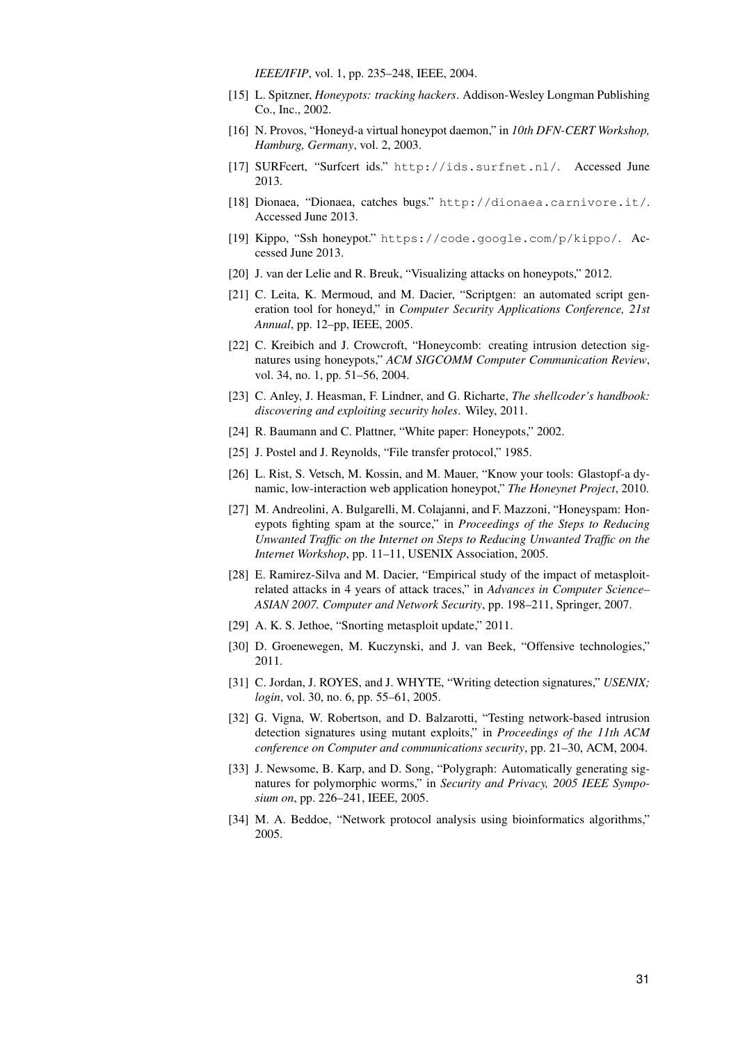*IEEE/IFIP*, vol. 1, pp. 235–248, IEEE, 2004.

[15] L. Spitzner, *Honeypots: tracking hackers*. Addison-Wesley Longman Publishing Co., Inc., 2002.

[16] N. Provos, "Honeyd-a virtual honeypot daemon," in *10th DFN-CERT Workshop, Hamburg, Germany*, vol. 2, 2003.

[17] SURFcert, "Surfcert ids." `http://ids.surfnet.nl/`. Accessed June 2013.

[18] Dionaea, "Dionaea, catches bugs." `http://dionaea.carnivore.it/`. Accessed June 2013.

[19] Kippo, "Ssh honeypot." `https://code.google.com/p/kippo/`. Accessed June 2013.

[20] J. van der Lelie and R. Breuk, "Visualizing attacks on honeypots," 2012.

[21] C. Leita, K. Mermoud, and M. Dacier, "Scriptgen: an automated script generation tool for honeyd," in *Computer Security Applications Conference, 21st Annual*, pp. 12–pp, IEEE, 2005.

[22] C. Kreibich and J. Crowcroft, "Honeycomb: creating intrusion detection signatures using honeypots," *ACM SIGCOMM Computer Communication Review*, vol. 34, no. 1, pp. 51–56, 2004.

[23] C. Anley, J. Heasman, F. Lindner, and G. Richarte, *The shellcoder's handbook: discovering and exploiting security holes*. Wiley, 2011.

[24] R. Baumann and C. Plattner, "White paper: Honeypots," 2002.

[25] J. Postel and J. Reynolds, "File transfer protocol," 1985.

[26] L. Rist, S. Vetsch, M. Kossin, and M. Mauer, "Know your tools: Glastopf-a dynamic, low-interaction web application honeypot," *The Honeynet Project*, 2010.

[27] M. Andreolini, A. Bulgarelli, M. Colajanni, and F. Mazzoni, "Honeyspam: Honeypots fighting spam at the source," in *Proceedings of the Steps to Reducing Unwanted Traffic on the Internet on Steps to Reducing Unwanted Traffic on the Internet Workshop*, pp. 11–11, USENIX Association, 2005.

[28] E. Ramirez-Silva and M. Dacier, "Empirical study of the impact of metasploit-related attacks in 4 years of attack traces," in *Advances in Computer Science–ASIAN 2007. Computer and Network Security*, pp. 198–211, Springer, 2007.

[29] A. K. S. Jethoe, "Snorting metasploit update," 2011.

[30] D. Groenewegen, M. Kuczynski, and J. van Beek, "Offensive technologies," 2011.

[31] C. Jordan, J. ROYES, and J. WHYTE, "Writing detection signatures," *USENIX; login*, vol. 30, no. 6, pp. 55–61, 2005.

[32] G. Vigna, W. Robertson, and D. Balzarotti, "Testing network-based intrusion detection signatures using mutant exploits," in *Proceedings of the 11th ACM conference on Computer and communications security*, pp. 21–30, ACM, 2004.

[33] J. Newsome, B. Karp, and D. Song, "Polygraph: Automatically generating signatures for polymorphic worms," in *Security and Privacy, 2005 IEEE Symposium on*, pp. 226–241, IEEE, 2005.

[34] M. A. Beddoe, "Network protocol analysis using bioinformatics algorithms," 2005.